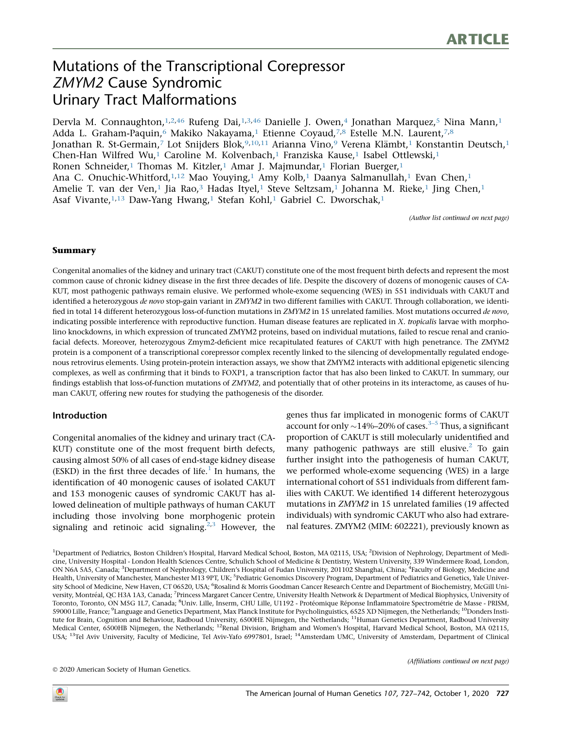ARTICLE

# Mutations of the Transcriptional Corepressor *ZMYM2* Cause Syndromic Urinary Tract Malformations

Dervla M. Connaughton,[1,2,46] Rufeng Dai,[1,3,46] Danielle J. Owen,[4] Jonathan Marquez,[5] Nina Mann,[1] Adda L. Graham-Paquin,[6] Makiko Nakayama,[1] Etienne Coyaud,[7,8] Estelle M.N. Laurent,[7,8] Jonathan R. St-Germain,[7] Lot Snijders Blok,[9,10,11] Arianna Vino,[9] Verena Klämbt,[1] Konstantin Deutsch,[1] Chen-Han Wilfred Wu,[1] Caroline M. Kolvenbach,[1] Franziska Kause,[1] Isabel Ottlewski,[1] Ronen Schneider,[1] Thomas M. Kitzler,[1] Amar J. Majmundar,[1] Florian Buerger,[1] Ana C. Onuchic-Whitford,[1,12] Mao Youying,[1] Amy Kolb,[1] Daanya Salmanullah,[1] Evan Chen,[1] Amelie T. van der Ven,[1] Jia Rao,[3] Hadas Ityel,[1] Steve Seltzsam,[1] Johanna M. Rieke,[1] Jing Chen,[1] Asaf Vivante,[1,13] Daw-Yang Hwang,[1] Stefan Kohl,[1] Gabriel C. Dworschak,[1]

*(Author list continued on next page)*

## Summary

Congenital anomalies of the kidney and urinary tract (CAKUT) constitute one of the most frequent birth defects and represent the most common cause of chronic kidney disease in the first three decades of life. Despite the discovery of dozens of monogenic causes of CAKUT, most pathogenic pathways remain elusive. We performed whole-exome sequencing (WES) in 551 individuals with CAKUT and identified a heterozygous *de novo* stop-gain variant in *ZMYM2* in two different families with CAKUT. Through collaboration, we identified in total 14 different heterozygous loss-of-function mutations in *ZMYM2* in 15 unrelated families. Most mutations occurred *de novo*, indicating possible interference with reproductive function. Human disease features are replicated in *X. tropicalis* larvae with morpholino knockdowns, in which expression of truncated ZMYM2 proteins, based on individual mutations, failed to rescue renal and craniofacial defects. Moreover, heterozygous Zmym2-deficient mice recapitulated features of CAKUT with high penetrance. The ZMYM2 protein is a component of a transcriptional corepressor complex recently linked to the silencing of developmentally regulated endogenous retrovirus elements. Using protein-protein interaction assays, we show that ZMYM2 interacts with additional epigenetic silencing complexes, as well as confirming that it binds to FOXP1, a transcription factor that has also been linked to CAKUT. In summary, our findings establish that loss-of-function mutations of *ZMYM2*, and potentially that of other proteins in its interactome, as causes of human CAKUT, offering new routes for studying the pathogenesis of the disorder.

## Introduction

Congenital anomalies of the kidney and urinary tract (CAKUT) constitute one of the most frequent birth defects, causing almost 50% of all cases of end-stage kidney disease (ESKD) in the first three decades of life.[1] In humans, the identification of 40 monogenic causes of isolated CAKUT and 153 monogenic causes of syndromic CAKUT has allowed delineation of multiple pathways of human CAKUT including those involving bone morphogenic protein signaling and retinoic acid signaling.[2,3] However, the genes thus far implicated in monogenic forms of CAKUT account for only ~14%–20% of cases.[3–5] Thus, a significant proportion of CAKUT is still molecularly unidentified and many pathogenic pathways are still elusive.[2] To gain further insight into the pathogenesis of human CAKUT, we performed whole-exome sequencing (WES) in a large international cohort of 551 individuals from different families with CAKUT. We identified 14 different heterozygous mutations in *ZMYM2* in 15 unrelated families (19 affected individuals) with syndromic CAKUT who also had extrarenal features. ZMYM2 (MIM: 602221), previously known as

[1]Department of Pediatrics, Boston Children's Hospital, Harvard Medical School, Boston, MA 02115, USA; [2]Division of Nephrology, Department of Medicine, University Hospital - London Health Sciences Centre, Schulich School of Medicine & Dentistry, Western University, 339 Windermere Road, London, ON N6A 5A5, Canada; [3]Department of Nephrology, Children's Hospital of Fudan University, 201102 Shanghai, China; [4]Faculty of Biology, Medicine and Health, University of Manchester, Manchester M13 9PT, UK; [5]Pediatric Genomics Discovery Program, Department of Pediatrics and Genetics, Yale University School of Medicine, New Haven, CT 06520, USA; [6]Rosalind & Morris Goodman Cancer Research Centre and Department of Biochemistry, McGill University, Montréal, QC H3A 1A3, Canada; [7]Princess Margaret Cancer Centre, University Health Network & Department of Medical Biophysics, University of Toronto, Toronto, ON M5G 1L7, Canada; [8]Univ. Lille, Inserm, CHU Lille, U1192 - Protéomique Réponse Inflammatoire Spectrométrie de Masse - PRISM, 59000 Lille, France; [9]Language and Genetics Department, Max Planck Institute for Psycholinguistics, 6525 XD Nijmegen, the Netherlands; [10]Donders Institute for Brain, Cognition and Behaviour, Radboud University, 6500HE Nijmegen, the Netherlands; [11]Human Genetics Department, Radboud University Medical Center, 6500HB Nijmegen, the Netherlands; [12]Renal Division, Brigham and Women's Hospital, Harvard Medical School, Boston, MA 02115, USA; [13]Tel Aviv University, Faculty of Medicine, Tel Aviv-Yafo 6997801, Israel; [14]Amsterdam UMC, University of Amsterdam, Department of Clinical

*(Affiliations continued on next page)*

© 2020 American Society of Human Genetics.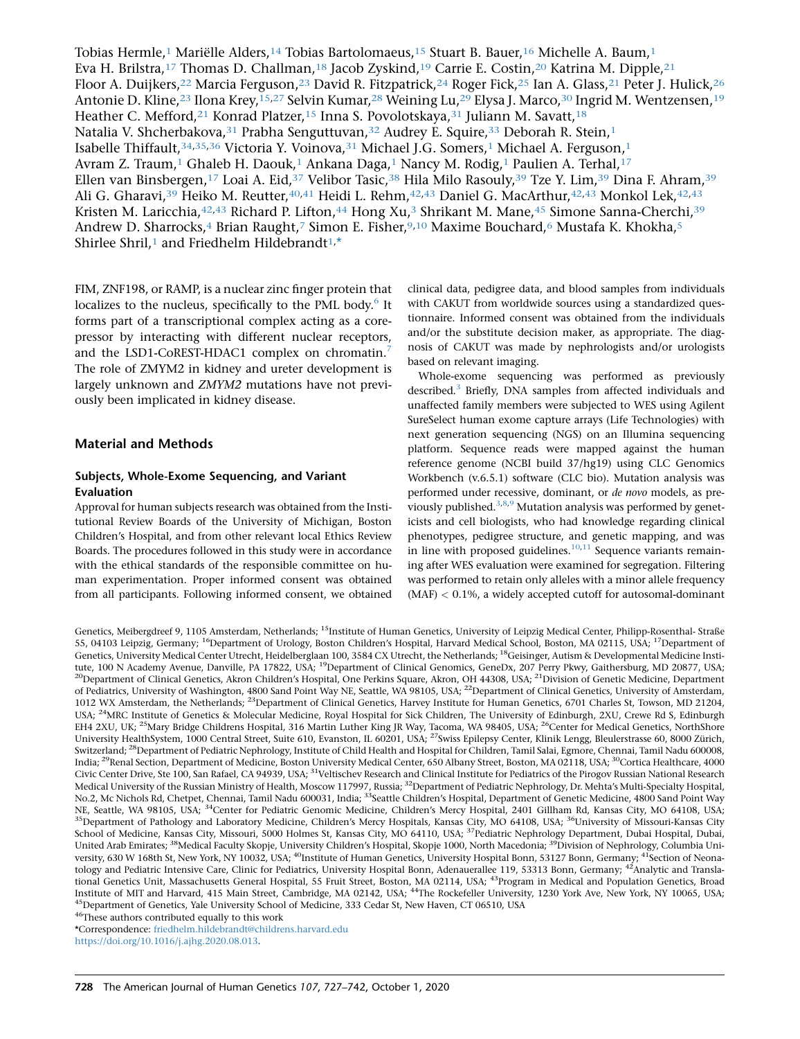Tobias Hermle,[1] Mariëlle Alders,[14] Tobias Bartolomaeus,[15] Stuart B. Bauer,[16] Michelle A. Baum,[1] Eva H. Brilstra,[17] Thomas D. Challman,[18] Jacob Zyskind,[19] Carrie E. Costin,[20] Katrina M. Dipple,[21] Floor A. Duijkers,[22] Marcia Ferguson,[23] David R. FitzPatrick,[24] Roger Fick,[25] Ian A. Glass,[21] Peter J. Hulick,[26] Antonie D. Kline,[23] Ilona Krey,[15,27] Selvin Kumar,[28] Weining Lu,[29] Elysa J. Marco,[30] Ingrid M. Wentzensen,[19] Heather C. Mefford,[21] Konrad Platzer,[15] Inna S. Povolotskaya,[31] Juliann M. Savatt,[18] Natalia V. Shcherbakova,[31] Prabha Senguttuvan,[32] Audrey E. Squire,[33] Deborah R. Stein,[1] Isabelle Thiffault,[34,35,36] Victoria Y. Voinova,[31] Michael J.G. Somers,[1] Michael A. Ferguson,[1] Avram Z. Traum,[1] Ghaleb H. Daouk,[1] Ankana Daga,[1] Nancy M. Rodig,[1] Paulien A. Terhal,[17] Ellen van Binsbergen,[17] Loai A. Eid,[37] Velibor Tasic,[38] Hila Milo Rasouly,[39] Tze Y. Lim,[39] Dina F. Ahram,[39] Ali G. Gharavi,[39] Heiko M. Reutter,[40,41] Heidi L. Rehm,[42,43] Daniel G. MacArthur,[42,43] Monkol Lek,[42,43] Kristen M. Laricchia,[42,43] Richard P. Lifton,[44] Hong Xu,[3] Shrikant M. Mane,[45] Simone Sanna-Cherchi,[39] Andrew D. Sharrocks,[4] Brian Raught,[7] Simon E. Fisher,[9,10] Maxime Bouchard,[6] Mustafa K. Khokha,[5] Shirlee Shril,[1] and Friedhelm Hildebrandt[1,*]

FIM, ZNF198, or RAMP, is a nuclear zinc finger protein that localizes to the nucleus, specifically to the PML body.[6] It forms part of a transcriptional complex acting as a corepressor by interacting with different nuclear receptors, and the LSD1-CoREST-HDAC1 complex on chromatin.[7] The role of ZMYM2 in kidney and ureter development is largely unknown and *ZMYM2* mutations have not previously been implicated in kidney disease.

## Material and Methods

### Subjects, Whole-Exome Sequencing, and Variant Evaluation

Approval for human subjects research was obtained from the Institutional Review Boards of the University of Michigan, Boston Children's Hospital, and from other relevant local Ethics Review Boards. The procedures followed in this study were in accordance with the ethical standards of the responsible committee on human experimentation. Proper informed consent was obtained from all participants. Following informed consent, we obtained clinical data, pedigree data, and blood samples from individuals with CAKUT from worldwide sources using a standardized questionnaire. Informed consent was obtained from the individuals and/or the substitute decision maker, as appropriate. The diagnosis of CAKUT was made by nephrologists and/or urologists based on relevant imaging.

Whole-exome sequencing was performed as previously described.[3] Briefly, DNA samples from affected individuals and unaffected family members were subjected to WES using Agilent SureSelect human exome capture arrays (Life Technologies) with next generation sequencing (NGS) on an Illumina sequencing platform. Sequence reads were mapped against the human reference genome (NCBI build 37/hg19) using CLC Genomics Workbench (v.6.5.1) software (CLC bio). Mutation analysis was performed under recessive, dominant, or *de novo* models, as previously published.[3,8,9] Mutation analysis was performed by geneticists and cell biologists, who had knowledge regarding clinical phenotypes, pedigree structure, and genetic mapping, and was in line with proposed guidelines.[10,11] Sequence variants remaining after WES evaluation were examined for segregation. Filtering was performed to retain only alleles with a minor allele frequency (MAF) < 0.1%, a widely accepted cutoff for autosomal-dominant

Genetics, Meibergdreef 9, 1105 Amsterdam, Netherlands; [15]Institute of Human Genetics, University of Leipzig Medical Center, Philipp-Rosenthal- Straße 55, 04103 Leipzig, Germany; [16]Department of Urology, Boston Children's Hospital, Harvard Medical School, Boston, MA 02115, USA; [17]Department of Genetics, University Medical Center Utrecht, Heidelberglaan 100, 3584 CX Utrecht, the Netherlands; [18]Geisinger, Autism & Developmental Medicine Institute, 100 N Academy Avenue, Danville, PA 17822, USA; [19]Department of Clinical Genomics, GeneDx, 207 Perry Pkwy, Gaithersburg, MD 20877, USA; [20]Department of Clinical Genetics, Akron Children's Hospital, One Perkins Square, Akron, OH 44308, USA; [21]Division of Genetic Medicine, Department of Pediatrics, University of Washington, 4800 Sand Point Way NE, Seattle, WA 98105, USA; [22]Department of Clinical Genetics, University of Amsterdam, 1012 WX Amsterdam, the Netherlands; [23]Department of Clinical Genetics, Harvey Institute for Human Genetics, 6701 Charles St, Towson, MD 21204, USA; [24]MRC Institute of Genetics & Molecular Medicine, Royal Hospital for Sick Children, The University of Edinburgh, 2XU, Crewe Rd S, Edinburgh EH4 2XU, UK; [25]Mary Bridge Childrens Hospital, 316 Martin Luther King JR Way, Tacoma, WA 98405, USA; [26]Center for Medical Genetics, NorthShore University HealthSystem, 1000 Central Street, Suite 610, Evanston, IL 60201, USA; [27]Swiss Epilepsy Center, Klinik Lengg, Bleulerstrasse 60, 8000 Zürich, Switzerland; [28]Department of Pediatric Nephrology, Institute of Child Health and Hospital for Children, Tamil Salai, Egmore, Chennai, Tamil Nadu 600008, India; [29]Renal Section, Department of Medicine, Boston University Medical Center, 650 Albany Street, Boston, MA 02118, USA; [30]Cortica Healthcare, 4000 Civic Center Drive, Ste 100, San Rafael, CA 94939, USA; [31]Veltischev Research and Clinical Institute for Pediatrics of the Pirogov Russian National Research Medical University of the Russian Ministry of Health, Moscow 117997, Russia; [32]Department of Pediatric Nephrology, Dr. Mehta's Multi-Specialty Hospital, No.2, Mc Nichols Rd, Chetpet, Chennai, Tamil Nadu 600031, India; [33]Seattle Children's Hospital, Department of Genetic Medicine, 4800 Sand Point Way NE, Seattle, WA 98105, USA; [34]Center for Pediatric Genomic Medicine, Children's Mercy Hospital, 2401 Gillham Rd, Kansas City, MO 64108, USA; [35]Department of Pathology and Laboratory Medicine, Children's Mercy Hospitals, Kansas City, MO 64108, USA; [36]University of Missouri-Kansas City School of Medicine, Kansas City, Missouri, 5000 Holmes St, Kansas City, MO 64110, USA; [37]Pediatric Nephrology Department, Dubai Hospital, Dubai, United Arab Emirates; [38]Medical Faculty Skopje, University Children's Hospital, Skopje 1000, North Macedonia; [39]Division of Nephrology, Columbia University, 630 W 168th St, New York, NY 10032, USA; [40]Institute of Human Genetics, University Hospital Bonn, 53127 Bonn, Germany; [41]Section of Neonatology and Pediatric Intensive Care, Clinic for Pediatrics, University Hospital Bonn, Adenaueralle 119, 53113 Bonn, Germany; [42]Analytic and Translational Genetics Unit, Massachusetts General Hospital, 55 Fruit Street, Boston, MA 02114, USA; [43]Program in Medical and Population Genetics, Broad Institute of MIT and Harvard, 415 Main Street, Cambridge, MA 02142, USA; [44]The Rockefeller University, 1230 York Ave, New York, NY 10065, USA; [45]Department of Genetics, Yale University School of Medicine, 333 Cedar St, New Haven, CT 06510, USA

[46]These authors contributed equally to this work

*Correspondence: friedhelm.hildebrandt@childrens.harvard.edu

https://doi.org/10.1016/j.ajhg.2020.08.013.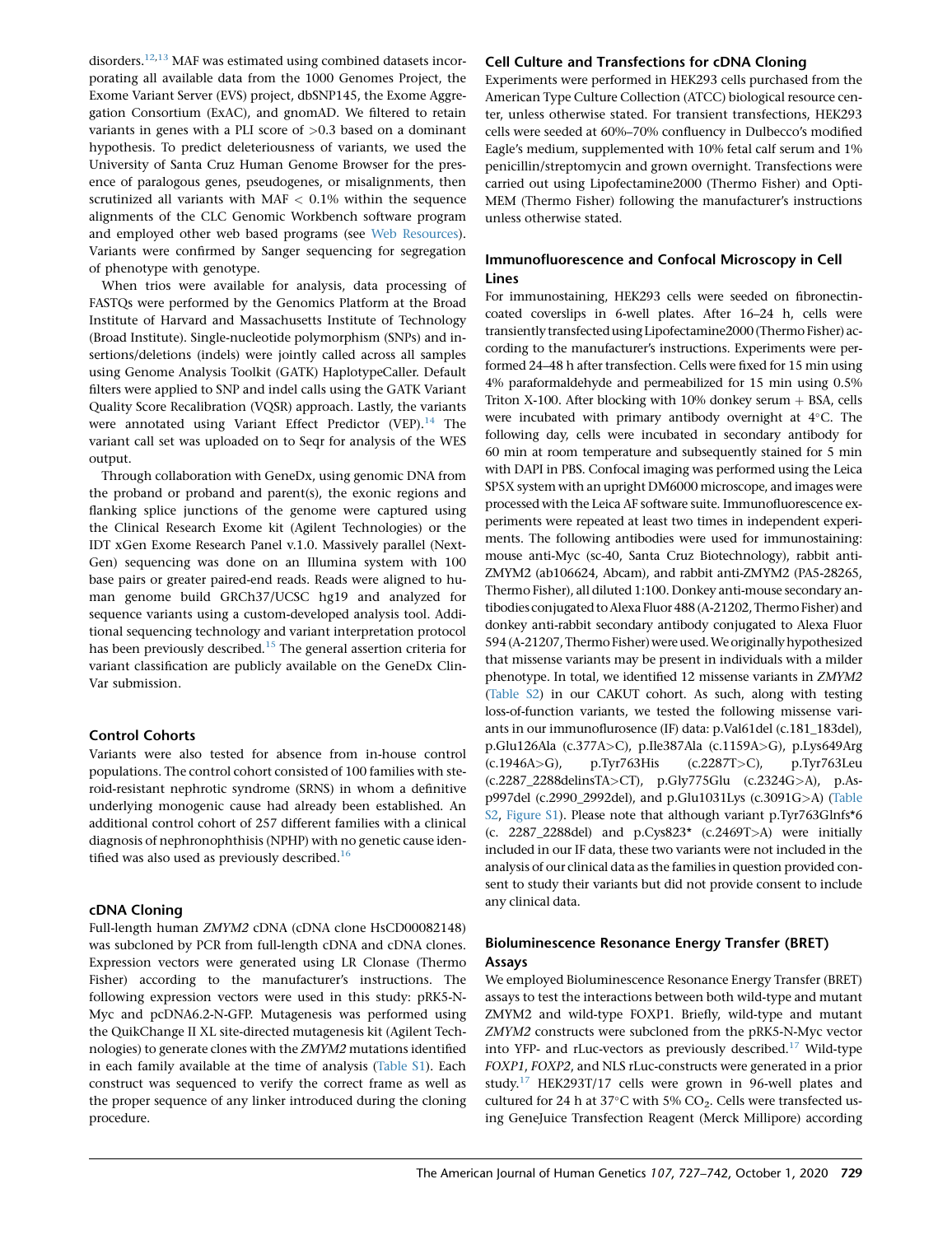disorders.[12,13] MAF was estimated using combined datasets incorporating all available data from the 1000 Genomes Project, the Exome Variant Server (EVS) project, dbSNP145, the Exome Aggregation Consortium (ExAC), and gnomAD. We filtered to retain variants in genes with a PLI score of >0.3 based on a dominant hypothesis. To predict deleteriousness of variants, we used the University of Santa Cruz Human Genome Browser for the presence of paralogous genes, pseudogenes, or misalignments, then scrutinized all variants with MAF < 0.1% within the sequence alignments of the CLC Genomic Workbench software program and employed other web based programs (see Web Resources). Variants were confirmed by Sanger sequencing for segregation of phenotype with genotype.

When trios were available for analysis, data processing of FASTQs were performed by the Genomics Platform at the Broad Institute of Harvard and Massachusetts Institute of Technology (Broad Institute). Single-nucleotide polymorphism (SNPs) and insertions/deletions (indels) were jointly called across all samples using Genome Analysis Toolkit (GATK) HaplotypeCaller. Default filters were applied to SNP and indel calls using the GATK Variant Quality Score Recalibration (VQSR) approach. Lastly, the variants were annotated using Variant Effect Predictor (VEP).[14] The variant call set was uploaded on to Seqr for analysis of the WES output.

Through collaboration with GeneDx, using genomic DNA from the proband or proband and parent(s), the exonic regions and flanking splice junctions of the genome were captured using the Clinical Research Exome kit (Agilent Technologies) or the IDT xGen Exome Research Panel v.1.0. Massively parallel (NextGen) sequencing was done on an Illumina system with 100 base pairs or greater paired-end reads. Reads were aligned to human genome build GRCh37/UCSC hg19 and analyzed for sequence variants using a custom-developed analysis tool. Additional sequencing technology and variant interpretation protocol has been previously described.[15] The general assertion criteria for variant classification are publicly available on the GeneDx ClinVar submission.

### Control Cohorts

Variants were also tested for absence from in-house control populations. The control cohort consisted of 100 families with steroid-resistant nephrotic syndrome (SRNS) in whom a definitive underlying monogenic cause had already been established. An additional control cohort of 257 different families with a clinical diagnosis of nephronophthisis (NPHP) with no genetic cause identified was also used as previously described.[16]

### cDNA Cloning

Full-length human *ZMYM2* cDNA (cDNA clone HsCD00082148) was subcloned by PCR from full-length cDNA and cDNA clones. Expression vectors were generated using LR Clonase (Thermo Fisher) according to the manufacturer's instructions. The following expression vectors were used in this study: pRK5-N-Myc and pcDNA6.2-N-GFP. Mutagenesis was performed using the QuikChange II XL site-directed mutagenesis kit (Agilent Technologies) to generate clones with the *ZMYM2* mutations identified in each family available at the time of analysis (Table S1). Each construct was sequenced to verify the correct frame as well as the proper sequence of any linker introduced during the cloning procedure.

### Cell Culture and Transfections for cDNA Cloning

Experiments were performed in HEK293 cells purchased from the American Type Culture Collection (ATCC) biological resource center, unless otherwise stated. For transient transfections, HEK293 cells were seeded at 60%–70% confluency in Dulbecco's modified Eagle's medium, supplemented with 10% fetal calf serum and 1% penicillin/streptomycin and grown overnight. Transfections were carried out using Lipofectamine2000 (Thermo Fisher) and Opti-MEM (Thermo Fisher) following the manufacturer's instructions unless otherwise stated.

### Immunofluorescence and Confocal Microscopy in Cell Lines

For immunostaining, HEK293 cells were seeded on fibronectin-coated coverslips in 6-well plates. After 16–24 h, cells were transiently transfected using Lipofectamine2000 (Thermo Fisher) according to the manufacturer's instructions. Experiments were performed 24–48 h after transfection. Cells were fixed for 15 min using 4% paraformaldehyde and permeabilized for 15 min using 0.5% Triton X-100. After blocking with 10% donkey serum + BSA, cells were incubated with primary antibody overnight at 4°C. The following day, cells were incubated in secondary antibody for 60 min at room temperature and subsequently stained for 5 min with DAPI in PBS. Confocal imaging was performed using the Leica SP5X system with an upright DM6000 microscope, and images were processed with the Leica AF software suite. Immunofluorescence experiments were repeated at least two times in independent experiments. The following antibodies were used for immunostaining: mouse anti-Myc (sc-40, Santa Cruz Biotechnology), rabbit anti-ZMYM2 (ab106624, Abcam), and rabbit anti-ZMYM2 (PA5-28265, Thermo Fisher), all diluted 1:100. Donkey anti-mouse secondary antibodies conjugated to Alexa Fluor 488 (A-21202, Thermo Fisher) and donkey anti-rabbit secondary antibody conjugated to Alexa Fluor 594 (A-21207, Thermo Fisher) were used. We originally hypothesized that missense variants may be present in individuals with a milder phenotype. In total, we identified 12 missense variants in *ZMYM2* (Table S2) in our CAKUT cohort. As such, along with testing loss-of-function variants, we tested the following missense variants in our immunoflurosence (IF) data: p.Val61del (c.181_183del), p.Glu126Ala (c.377A>C), p.Ile387Ala (c.1159A>G), p.Lys649Arg (c.1946A>G), p.Tyr763His (c.2287T>C), p.Tyr763Leu (c.2287_2288delinsTA>CT), p.Gly775Glu (c.2324G>A), p.Asp997del (c.2990_2992del), and p.Glu1031Lys (c.3091G>A) (Table S2, Figure S1). Please note that although variant p.Tyr763Glnfs*6 (c. 2287_2288del) and p.Cys823* (c.2469T>A) were initially included in our IF data, these two variants were not included in the analysis of our clinical data as the families in question provided consent to study their variants but did not provide consent to include any clinical data.

### Bioluminescence Resonance Energy Transfer (BRET) Assays

We employed Bioluminescence Resonance Energy Transfer (BRET) assays to test the interactions between both wild-type and mutant ZMYM2 and wild-type FOXP1. Briefly, wild-type and mutant *ZMYM2* constructs were subcloned from the pRK5-N-Myc vector into YFP- and rLuc-vectors as previously described.[17] Wild-type *FOXP1*, *FOXP2*, and NLS rLuc-constructs were generated in a prior study.[17] HEK293T/17 cells were grown in 96-well plates and cultured for 24 h at 37°C with 5% $CO_2$. Cells were transfected using GeneJuice Transfection Reagent (Merck Millipore) according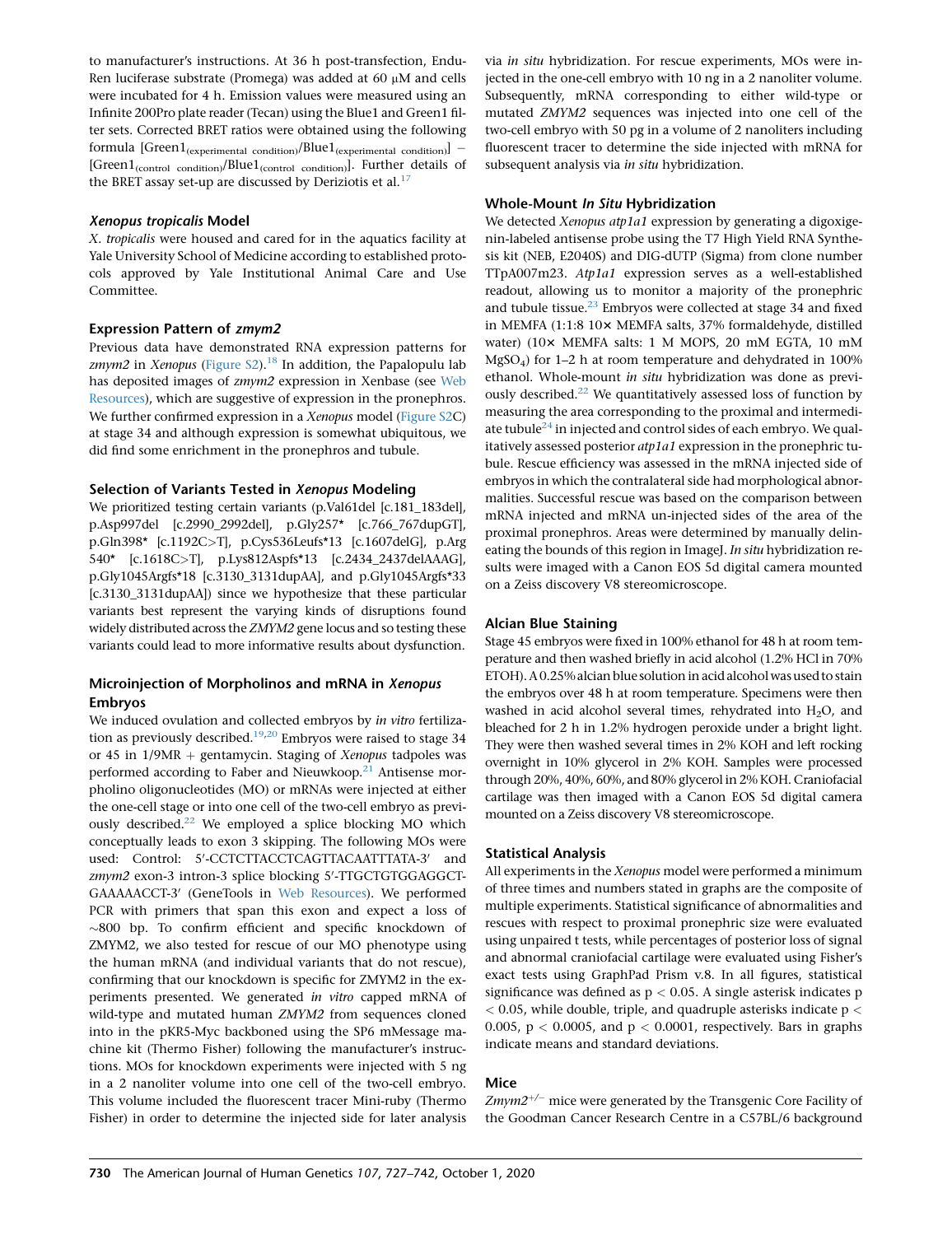to manufacturer's instructions. At 36 h post-transfection, Endu-Ren luciferase substrate (Promega) was added at 60 μM and cells were incubated for 4 h. Emission values were measured using an Infinite 200Pro plate reader (Tecan) using the Blue1 and Green1 filter sets. Corrected BRET ratios were obtained using the following formula $[\text{Green1}_{(\text{experimental condition})}/\text{Blue1}_{(\text{experimental condition})}] - [\text{Green1}_{(\text{control condition})}/\text{Blue1}_{(\text{control condition})}]$. Further details of the BRET assay set-up are discussed by Deriziotis et al.[17]

### *Xenopus tropicalis* Model

*X. tropicalis* were housed and cared for in the aquatics facility at Yale University School of Medicine according to established protocols approved by Yale Institutional Animal Care and Use Committee.

### Expression Pattern of *zmym2*

Previous data have demonstrated RNA expression patterns for *zmym2* in *Xenopus* (Figure S2).[18] In addition, the Papalopulu lab has deposited images of *zmym2* expression in Xenbase (see Web Resources), which are suggestive of expression in the pronephros. We further confirmed expression in a *Xenopus* model (Figure S2C) at stage 34 and although expression is somewhat ubiquitous, we did find some enrichment in the pronephros and tubule.

### Selection of Variants Tested in *Xenopus* Modeling

We prioritized testing certain variants (p.Val61del [c.181_183del], p.Asp997del [c.2990_2992del], p.Gly257* [c.766_767dupGT], p.Gln398* [c.1192C>T], p.Cys536Leufs*13 [c.1607delG], p.Arg540* [c.1618C>T], p.Lys812Aspfs*13 [c.2434_2437delAAAG], p.Gly1045Argfs*18 [c.3130_3131dupAA], and p.Gly1045Argfs*33 [c.3130_3131dupAA]) since we hypothesize that these particular variants best represent the varying kinds of disruptions found widely distributed across the *ZMYM2* gene locus and so testing these variants could lead to more informative results about dysfunction.

### Microinjection of Morpholinos and mRNA in *Xenopus* Embryos

We induced ovulation and collected embryos by *in vitro* fertilization as previously described.[19,20] Embryos were raised to stage 34 or 45 in 1/9MR + gentamycin. Staging of *Xenopus* tadpoles was performed according to Faber and Nieuwkoop.[21] Antisense morpholino oligonucleotides (MO) or mRNAs were injected at either the one-cell stage or into one cell of the two-cell embryo as previously described.[22] We employed a splice blocking MO which conceptually leads to exon 3 skipping. The following MOs were used: Control: 5′-CCTCTTACCTCAGTTACAATTTATA-3′ and *zmym2* exon-3 intron-3 splice blocking 5′-TTGCTGTGGAGGCT-GAAAAACCT-3′ (GeneTools in Web Resources). We performed PCR with primers that span this exon and expect a loss of ~800 bp. To confirm efficient and specific knockdown of ZMYM2, we also tested for rescue of our MO phenotype using the human mRNA (and individual variants that do not rescue), confirming that our knockdown is specific for ZMYM2 in the experiments presented. We generated *in vitro* capped mRNA of wild-type and mutated human *ZMYM2* from sequences cloned into in the pKR5-Myc backboned using the SP6 mMessage machine kit (Thermo Fisher) following the manufacturer's instructions. MOs for knockdown experiments were injected with 5 ng in a 2 nanoliter volume into one cell of the two-cell embryo. This volume included the fluorescent tracer Mini-ruby (Thermo Fisher) in order to determine the injected side for later analysis via *in situ* hybridization. For rescue experiments, MOs were injected in the one-cell embryo with 10 ng in a 2 nanoliter volume. Subsequently, mRNA corresponding to either wild-type or mutated *ZMYM2* sequences was injected into one cell of the two-cell embryo with 50 pg in a volume of 2 nanoliters including fluorescent tracer to determine the side injected with mRNA for subsequent analysis via *in situ* hybridization.

### Whole-Mount *In Situ* Hybridization

We detected *Xenopus atp1a1* expression by generating a digoxigenin-labeled antisense probe using the T7 High Yield RNA Synthesis kit (NEB, E2040S) and DIG-dUTP (Sigma) from clone number TTpA007m23. *Atp1a1* expression serves as a well-established readout, allowing us to monitor a majority of the pronephric and tubule tissue.[23] Embryos were collected at stage 34 and fixed in MEMFA (1:1:8 10× MEMFA salts, 37% formaldehyde, distilled water) (10× MEMFA salts: 1 M MOPS, 20 mM EGTA, 10 mM $MgSO_4$) for 1–2 h at room temperature and dehydrated in 100% ethanol. Whole-mount *in situ* hybridization was done as previously described.[22] We quantitatively assessed loss of function by measuring the area corresponding to the proximal and intermediate tubule[24] in injected and control sides of each embryo. We qualitatively assessed posterior *atp1a1* expression in the pronephric tubule. Rescue efficiency was assessed in the mRNA injected side of embryos in which the contralateral side had morphological abnormalities. Successful rescue was based on the comparison between mRNA injected and mRNA un-injected sides of the area of the proximal pronephros. Areas were determined by manually delineating the bounds of this region in ImageJ. *In situ* hybridization results were imaged with a Canon EOS 5d digital camera mounted on a Zeiss discovery V8 stereomicroscope.

### Alcian Blue Staining

Stage 45 embryos were fixed in 100% ethanol for 48 h at room temperature and then washed briefly in acid alcohol (1.2% HCl in 70% ETOH). A 0.25% alcian blue solution in acid alcohol was used to stain the embryos over 48 h at room temperature. Specimens were then washed in acid alcohol several times, rehydrated into $H_2O$, and bleached for 2 h in 1.2% hydrogen peroxide under a bright light. They were then washed several times in 2% KOH and left rocking overnight in 10% glycerol in 2% KOH. Samples were processed through 20%, 40%, 60%, and 80% glycerol in 2% KOH. Craniofacial cartilage was then imaged with a Canon EOS 5d digital camera mounted on a Zeiss discovery V8 stereomicroscope.

### Statistical Analysis

All experiments in the *Xenopus* model were performed a minimum of three times and numbers stated in graphs are the composite of multiple experiments. Statistical significance of abnormalities and rescues with respect to proximal pronephric size were evaluated using unpaired t tests, while percentages of posterior loss of signal and abnormal craniofacial cartilage were evaluated using Fisher's exact tests using GraphPad Prism v.8. In all figures, statistical significance was defined as $p < 0.05$. A single asterisk indicates $p < 0.05$, while double, triple, and quadruple asterisks indicate $p < 0.005$, $p < 0.0005$, and $p < 0.0001$, respectively. Bars in graphs indicate means and standard deviations.

### Mice

*Zmym2*$^{+/-}$ mice were generated by the Transgenic Core Facility of the Goodman Cancer Research Centre in a C57BL/6 background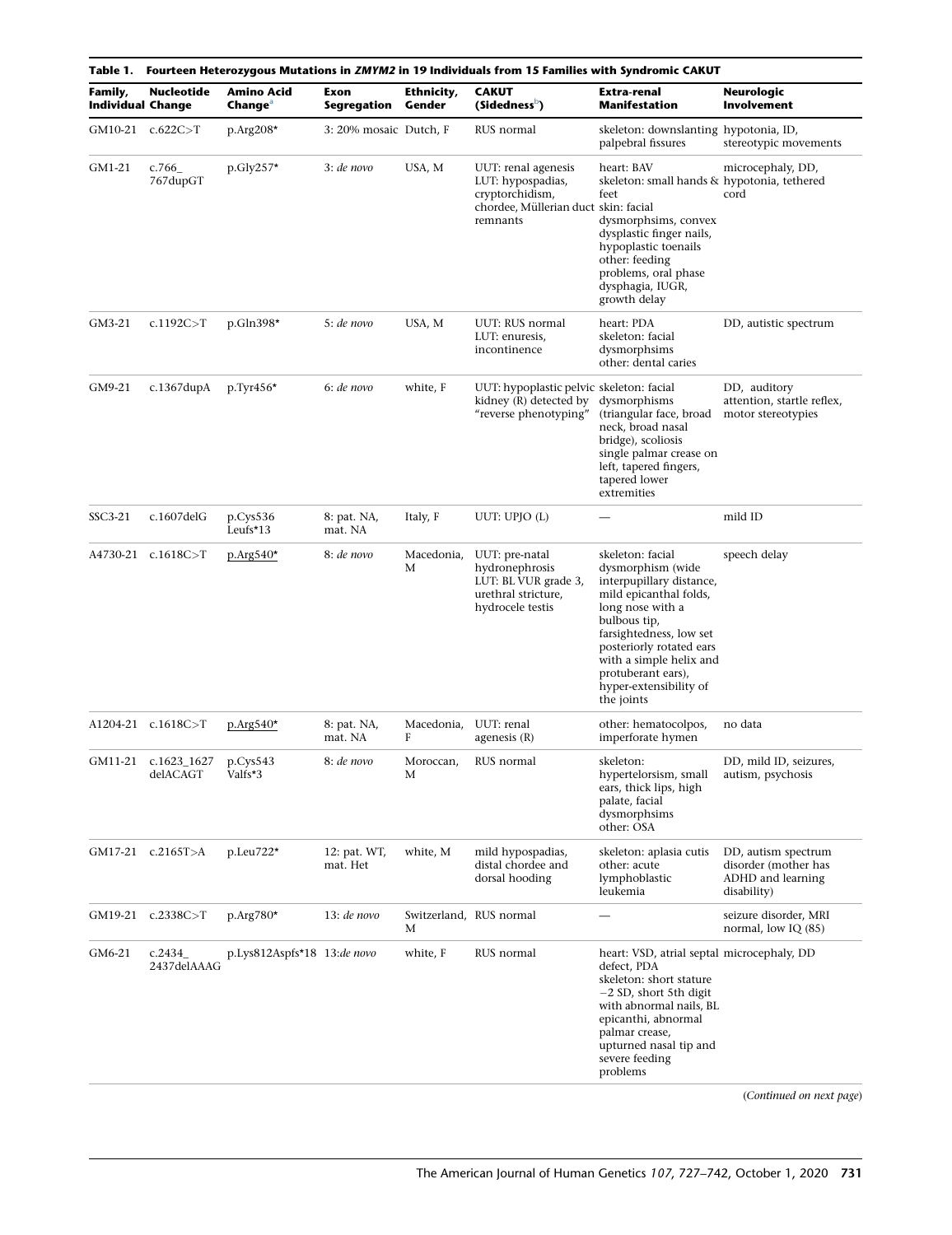**Table 1. Fourteen Heterozygous Mutations in *ZMYM2* in 19 Individuals from 15 Families with Syndromic CAKUT**

| Family, Individual | Nucleotide Change | Amino Acid Change[a] | Exon Segregation | Ethnicity, Gender | CAKUT (Sidedness[b]) | Extra-renal Manifestation | Neurologic Involvement |
|---|---|---|---|---|---|---|---|
| GM10-21 | c.622C>T | p.Arg208* | 3: 20% mosaic | Dutch, F | RUS normal | skeleton: downslanting palpebral fissures | hypotonia, ID, stereotypic movements |
| GM1-21 | c.766_767dupGT | p.Gly257* | 3: *de novo* | USA, M | UUT: renal agenesis LUT: hypospadias, cryptorchidism, chordee, Müllerian duct remnants | heart: BAV skeleton: small hands & feet skin: facial dysmorphsims, convex dysplastic finger nails, hypoplastic toenails other: feeding problems, oral phase dysphagia, IUGR, growth delay | microcephaly, DD, hypotonia, tethered cord |
| GM3-21 | c.1192C>T | p.Gln398* | 5: *de novo* | USA, M | UUT: RUS normal LUT: enuresis, incontinence | heart: PDA skeleton: facial dysmorphsims other: dental caries | DD, autistic spectrum |
| GM9-21 | c.1367dupA | p.Tyr456* | 6: *de novo* | white, F | UUT: hypoplastic pelvic kidney (R) detected by "reverse phenotyping" | skeleton: facial dysmorphisms (triangular face, broad neck, broad nasal bridge), scoliosis single palmar crease on left, tapered fingers, tapered lower extremities | DD, auditory attention, startle reflex, motor stereotypies |
| SSC3-21 | c.1607delG | p.Cys536 Leufs*13 | 8: pat. NA, mat. NA | Italy, F | UUT: UPJO (L) | — | mild ID |
| A4730-21 | c.1618C>T | p.Arg540* | 8: *de novo* | Macedonia, M | UUT: pre-natal hydronephrosis LUT: BL VUR grade 3, urethral stricture, hydrocele testis | skeleton: facial dysmorphism (wide interpupillary distance, mild epicanthal folds, long nose with a bulbous tip, farsightedness, low set posteriorly rotated ears with a simple helix and protuberant ears), hyper-extensibility of the joints | speech delay |
| A1204-21 | c.1618C>T | p.Arg540* | 8: pat. NA, mat. NA | Macedonia, F | UUT: renal agenesis (R) | other: hematocolpos, imperforate hymen | no data |
| GM11-21 | c.1623_1627 delACAGT | p.Cys543 Valfs*3 | 8: *de novo* | Moroccan, M | RUS normal | skeleton: hypertelorsism, small ears, thick lips, high palate, facial dysmorphsims other: OSA | DD, mild ID, seizures, autism, psychosis |
| GM17-21 | c.2165T>A | p.Leu722* | 12: pat. WT, mat. Het | white, M | mild hypospadias, distal chordee and dorsal hooding | skeleton: aplasia cutis other: acute lymphoblastic leukemia | DD, autism spectrum disorder (mother has ADHD and learning disability) |
| GM19-21 | c.2338C>T | p.Arg780* | 13: *de novo* | Switzerland, M | RUS normal | — | seizure disorder, MRI normal, low IQ (85) |
| GM6-21 | c.2434_2437delAAAG | p.Lys812Aspfs*18 | 13: *de novo* | white, F | RUS normal | heart: VSD, atrial septal defect, PDA skeleton: short stature −2 SD, short 5th digit with abnormal nails, BL epicanthi, abnormal palmar crease, upturned nasal tip and severe feeding problems | microcephaly, DD |

(*Continued on next page*)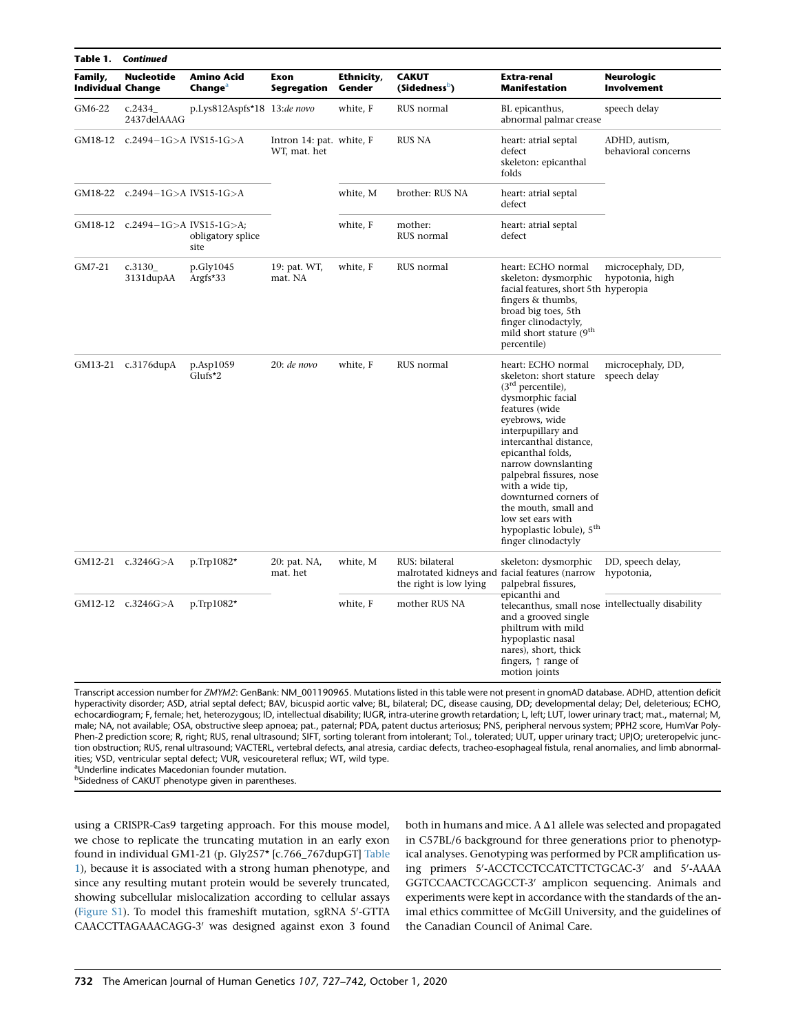**Table 1. *Continued***

| Family, Individual | Nucleotide Change | Amino Acid Change[a] | Exon Segregation | Ethnicity, Gender | CAKUT (Sidedness[b]) | Extra-renal Manifestation | Neurologic Involvement |
|---|---|---|---|---|---|---|---|
| GM6-22 | c.2434_2437delAAAG | p.Lys812Aspfs*18 | 13:*de novo* | white, F | RUS normal | BL epicanthus, abnormal palmar crease | speech delay |
| GM18-12 | c.2494−1G>A | IVS15-1G>A | Intron 14: pat. WT, mat. het | white, F | RUS NA | heart: atrial septal defect skeleton: epicanthal folds | ADHD, autism, behavioral concerns |
| GM18-22 | c.2494−1G>A | IVS15-1G>A | | white, M | brother: RUS NA | heart: atrial septal defect | |
| GM18-12 | c.2494−1G>A | IVS15-1G>A; obligatory splice site | | white, F | mother: RUS normal | heart: atrial septal defect | |
| GM7-21 | c.3130_3131dupAA | p.Gly1045 Argfs*33 | 19: pat. WT, mat. NA | white, F | RUS normal | heart: ECHO normal skeleton: dysmorphic facial features, short 5th fingers & thumbs, broad big toes, 5th finger clinodactyly, mild short stature (9[th] percentile) | microcephaly, DD, hypotonia, high hyperopia |
| GM13-21 | c.3176dupA | p.Asp1059 Glufs*2 | 20: *de novo* | white, F | RUS normal | heart: ECHO normal skeleton: short stature (3[rd] percentile), dysmorphic facial features (wide eyebrows, wide interpupillary and intercanthal distance, epicanthal folds, narrow downslanting palpebral fissures, nose with a wide tip, downturned corners of the mouth, small and low set ears with hypoplastic lobule), 5[th] finger clinodactyly | microcephaly, DD, speech delay |
| GM12-21 | c.3246G>A | p.Trp1082* | 20: pat. NA, mat. het | white, M | RUS: bilateral malrotated kidneys and the right is low lying | skeleton: dysmorphic facial features (narrow palpebral fissures, epicanthi and telecanthus, small nose and a grooved single philtrum with mild hypoplastic nasal nares), short, thick fingers, ↑ range of motion joints | DD, speech delay, hypotonia, intellectually disability |
| GM12-12 | c.3246G>A | p.Trp1082* | | white, F | mother RUS NA | | |

Transcript accession number for *ZMYM2*: GenBank: NM_001190965. Mutations listed in this table were not present in gnomAD database. ADHD, attention deficit hyperactivity disorder; ASD, atrial septal defect; BAV, bicuspid aortic valve; BL, bilateral; DC, disease causing, DD; developmental delay; Del, deleterious; ECHO, echocardiogram; F, female; het, heterozygous; ID, intellectual disability; IUGR, intra-uterine growth retardation; L, left; LUT, lower urinary tract; mat., maternal; M, male; NA, not available; OSA, obstructive sleep apnoea; pat., paternal; PDA, patent ductus arteriosus; PNS, peripheral nervous system; PPH2 score, HumVar PolyPhen-2 prediction score; R, right; RUS, renal ultrasound; SIFT, sorting tolerant from intolerant; Tol., tolerated; UUT, upper urinary tract; UPJO; ureteropelvic junction obstruction; RUS, renal ultrasound; VACTERL, vertebral defects, anal atresia, cardiac defects, tracheo-esophageal fistula, renal anomalies, and limb abnormalities; VSD, ventricular septal defect; VUR, vesicoureteral reflux; WT, wild type.
[a]Underline indicates Macedonian founder mutation.
[b]Sidedness of CAKUT phenotype given in parentheses.

using a CRISPR-Cas9 targeting approach. For this mouse model, we chose to replicate the truncating mutation in an early exon found in individual GM1-21 (p. Gly257* [c.766_767dupGT] Table 1), because it is associated with a strong human phenotype, and since any resulting mutant protein would be severely truncated, showing subcellular mislocalization according to cellular assays (Figure S1). To model this frameshift mutation, sgRNA 5′-GTTACAACCTTAGAAACAGG-3′ was designed against exon 3 found both in humans and mice. A Δ1 allele was selected and propagated in C57BL/6 background for three generations prior to phenotypical analyses. Genotyping was performed by PCR amplification using primers 5′-ACCTCCTCCATCTTCTGCAC-3′ and 5′-AAAAGGTCCAACTCCAGCCT-3′ amplicon sequencing. Animals and experiments were kept in accordance with the standards of the animal ethics committee of McGill University, and the guidelines of the Canadian Council of Animal Care.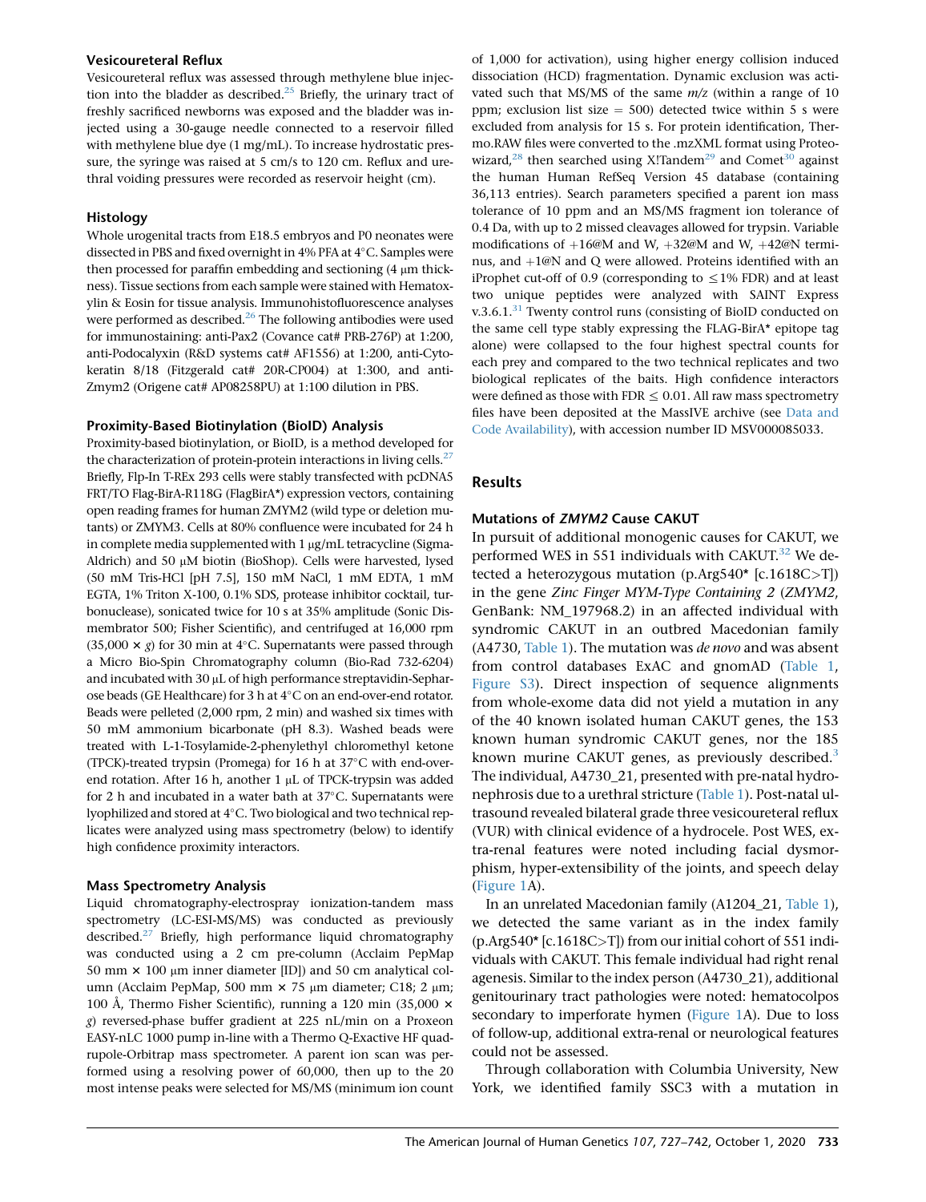#### Vesicoureteral Reflux

Vesicoureteral reflux was assessed through methylene blue injection into the bladder as described.[25] Briefly, the urinary tract of freshly sacrificed newborns was exposed and the bladder was injected using a 30-gauge needle connected to a reservoir filled with methylene blue dye (1 mg/mL). To increase hydrostatic pressure, the syringe was raised at 5 cm/s to 120 cm. Reflux and urethral voiding pressures were recorded as reservoir height (cm).

#### Histology

Whole urogenital tracts from E18.5 embryos and P0 neonates were dissected in PBS and fixed overnight in 4% PFA at 4°C. Samples were then processed for paraffin embedding and sectioning (4 μm thickness). Tissue sections from each sample were stained with Hematoxylin & Eosin for tissue analysis. Immunohistofluorescence analyses were performed as described.[26] The following antibodies were used for immunostaining: anti-Pax2 (Covance cat# PRB-276P) at 1:200, anti-Podocalyxin (R&D systems cat# AF1556) at 1:200, anti-Cytokeratin 8/18 (Fitzgerald cat# 20R-CP004) at 1:300, and anti-Zmym2 (Origene cat# AP08258PU) at 1:100 dilution in PBS.

#### Proximity-Based Biotinylation (BioID) Analysis

Proximity-based biotinylation, or BioID, is a method developed for the characterization of protein-protein interactions in living cells.[27] Briefly, Flp-In T-REx 293 cells were stably transfected with pcDNA5 FRT/TO Flag-BirA-R118G (FlagBirA*) expression vectors, containing open reading frames for human ZMYM2 (wild type or deletion mutants) or ZMYM3. Cells at 80% confluence were incubated for 24 h in complete media supplemented with 1 μg/mL tetracycline (Sigma-Aldrich) and 50 μM biotin (BioShop). Cells were harvested, lysed (50 mM Tris-HCl [pH 7.5], 150 mM NaCl, 1 mM EDTA, 1 mM EGTA, 1% Triton X-100, 0.1% SDS, protease inhibitor cocktail, turbonuclease), sonicated twice for 10 s at 35% amplitude (Sonic Dismembrator 500; Fisher Scientific), and centrifuged at 16,000 rpm (35,000 × *g*) for 30 min at 4°C. Supernatants were passed through a Micro Bio-Spin Chromatography column (Bio-Rad 732-6204) and incubated with 30 μL of high performance streptavidin-Sepharose beads (GE Healthcare) for 3 h at 4°C on an end-over-end rotator. Beads were pelleted (2,000 rpm, 2 min) and washed six times with 50 mM ammonium bicarbonate (pH 8.3). Washed beads were treated with L-1-Tosylamide-2-phenylethyl chloromethyl ketone (TPCK)-treated trypsin (Promega) for 16 h at 37°C with end-over-end rotation. After 16 h, another 1 μL of TPCK-trypsin was added for 2 h and incubated in a water bath at 37°C. Supernatants were lyophilized and stored at 4°C. Two biological and two technical replicates were analyzed using mass spectrometry (below) to identify high confidence proximity interactors.

#### Mass Spectrometry Analysis

Liquid chromatography-electrospray ionization-tandem mass spectrometry (LC-ESI-MS/MS) was conducted as previously described.[27] Briefly, high performance liquid chromatography was conducted using a 2 cm pre-column (Acclaim PepMap 50 mm × 100 μm inner diameter [ID]) and 50 cm analytical column (Acclaim PepMap, 500 mm × 75 μm diameter; C18; 2 μm; 100 Å, Thermo Fisher Scientific), running a 120 min (35,000 × *g*) reversed-phase buffer gradient at 225 nL/min on a Proxeon EASY-nLC 1000 pump in-line with a Thermo Q-Exactive HF quadrupole-Orbitrap mass spectrometer. A parent ion scan was performed using a resolving power of 60,000, then up to the 20 most intense peaks were selected for MS/MS (minimum ion count of 1,000 for activation), using higher energy collision induced dissociation (HCD) fragmentation. Dynamic exclusion was activated such that MS/MS of the same *m/z* (within a range of 10 ppm; exclusion list size = 500) detected twice within 5 s were excluded from analysis for 15 s. For protein identification, Thermo.RAW files were converted to the .mzXML format using Proteowizard,[28] then searched using X!Tandem[29] and Comet[30] against the human Human RefSeq Version 45 database (containing 36,113 entries). Search parameters specified a parent ion mass tolerance of 10 ppm and an MS/MS fragment ion tolerance of 0.4 Da, with up to 2 missed cleavages allowed for trypsin. Variable modifications of +16@M and W, +32@M and W, +42@N terminus, and +1@N and Q were allowed. Proteins identified with an iProphet cut-off of 0.9 (corresponding to ≤1% FDR) and at least two unique peptides were analyzed with SAINT Express v.3.6.1.[31] Twenty control runs (consisting of BioID conducted on the same cell type stably expressing the FLAG-BirA* epitope tag alone) were collapsed to the four highest spectral counts for each prey and compared to the two technical replicates and two biological replicates of the baits. High confidence interactors were defined as those with FDR ≤ 0.01. All raw mass spectrometry files have been deposited at the MassIVE archive (see Data and Code Availability), with accession number ID MSV000085033.

## Results

#### Mutations of *ZMYM2* Cause CAKUT

In pursuit of additional monogenic causes for CAKUT, we performed WES in 551 individuals with CAKUT.[32] We detected a heterozygous mutation (p.Arg540* [c.1618C>T]) in the gene *Zinc Finger MYM-Type Containing 2* (*ZMYM2*, GenBank: NM_197968.2) in an affected individual with syndromic CAKUT in an outbred Macedonian family (A4730, Table 1). The mutation was *de novo* and was absent from control databases ExAC and gnomAD (Table 1, Figure S3). Direct inspection of sequence alignments from whole-exome data did not yield a mutation in any of the 40 known isolated human CAKUT genes, the 153 known human syndromic CAKUT genes, nor the 185 known murine CAKUT genes, as previously described.[3] The individual, A4730_21, presented with pre-natal hydronephrosis due to a urethral stricture (Table 1). Post-natal ultrasound revealed bilateral grade three vesicoureteral reflux (VUR) with clinical evidence of a hydrocele. Post WES, extra-renal features were noted including facial dysmorphism, hyper-extensibility of the joints, and speech delay (Figure 1A).

In an unrelated Macedonian family (A1204_21, Table 1), we detected the same variant as in the index family (p.Arg540* [c.1618C>T]) from our initial cohort of 551 individuals with CAKUT. This female individual had right renal agenesis. Similar to the index person (A4730_21), additional genitourinary tract pathologies were noted: hematocolpos secondary to imperforate hymen (Figure 1A). Due to loss of follow-up, additional extra-renal or neurological features could not be assessed.

Through collaboration with Columbia University, New York, we identified family SSC3 with a mutation in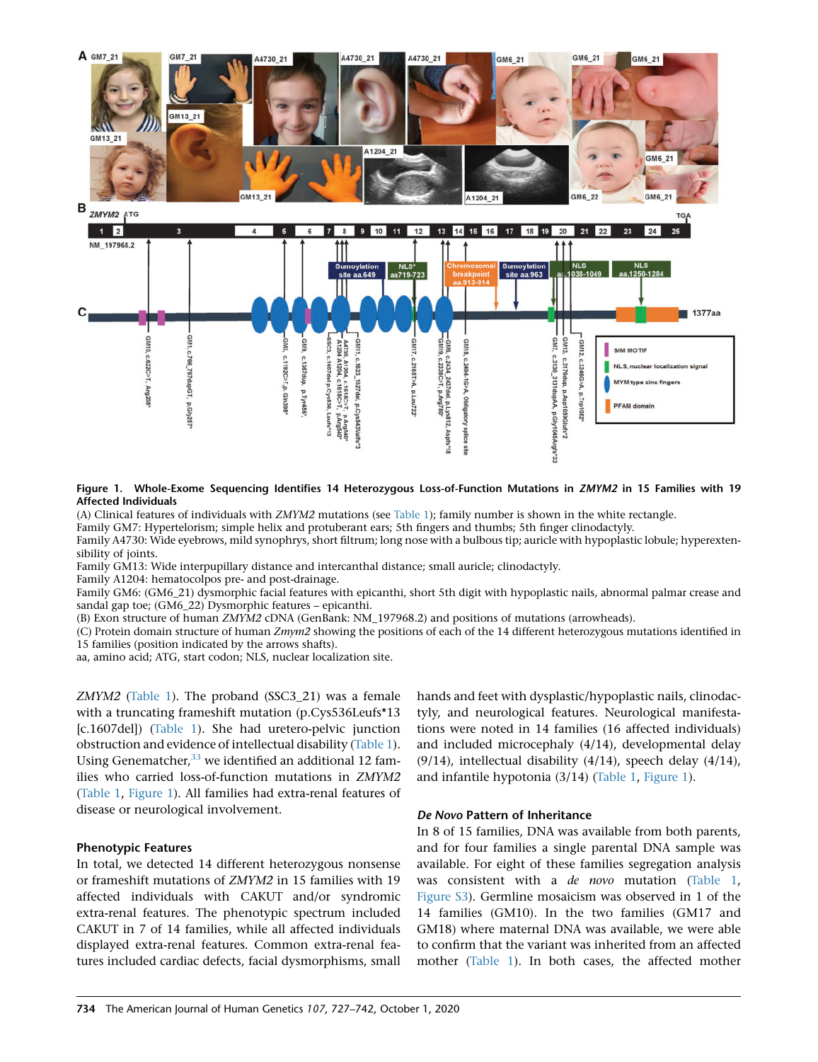**Figure 1. Whole-Exome Sequencing Identifies 14 Heterozygous Loss-of-Function Mutations in *ZMYM2* in 15 Families with 19 Affected Individuals**

(A) Clinical features of individuals with *ZMYM2* mutations (see Table 1); family number is shown in the white rectangle.

Family GM7: Hypertelorism; simple helix and protuberant ears; 5th fingers and thumbs; 5th finger clinodactyly.

Family A4730: Wide eyebrows, mild synophrys, short filtrum; long nose with a bulbous tip; auricle with hypoplastic lobule; hyperextensibility of joints.

Family GM13: Wide interpupillary distance and intercanthal distance; small auricle; clinodactyly.

Family A1204: hematocolpos pre- and post-drainage.

Family GM6: (GM6_21) dysmorphic facial features with epicanthi, short 5th digit with hypoplastic nails, abnormal palmar crease and sandal gap toe; (GM6_22) Dysmorphic features – epicanthi.

(B) Exon structure of human *ZMYM2* cDNA (GenBank: NM_197968.2) and positions of mutations (arrowheads).

(C) Protein domain structure of human *Zmym2* showing the positions of each of the 14 different heterozygous mutations identified in 15 families (position indicated by the arrows shafts).

aa, amino acid; ATG, start codon; NLS, nuclear localization site.

*ZMYM2* (Table 1). The proband (SSC3_21) was a female with a truncating frameshift mutation (p.Cys536Leufs*13 [c.1607del]) (Table 1). She had uretero-pelvic junction obstruction and evidence of intellectual disability (Table 1). Using Genematcher,[33] we identified an additional 12 families who carried loss-of-function mutations in *ZMYM2* (Table 1, Figure 1). All families had extra-renal features of disease or neurological involvement.

### Phenotypic Features

In total, we detected 14 different heterozygous nonsense or frameshift mutations of *ZMYM2* in 15 families with 19 affected individuals with CAKUT and/or syndromic extra-renal features. The phenotypic spectrum included CAKUT in 7 of 14 families, while all affected individuals displayed extra-renal features. Common extra-renal features included cardiac defects, facial dysmorphisms, small hands and feet with dysplastic/hypoplastic nails, clinodactyly, and neurological features. Neurological manifestations were noted in 14 families (16 affected individuals) and included microcephaly (4/14), developmental delay (9/14), intellectual disability (4/14), speech delay (4/14), and infantile hypotonia (3/14) (Table 1, Figure 1).

### *De Novo* Pattern of Inheritance

In 8 of 15 families, DNA was available from both parents, and for four families a single parental DNA sample was available. For eight of these families segregation analysis was consistent with a *de novo* mutation (Table 1, Figure S3). Germline mosaicism was observed in 1 of the 14 families (GM10). In the two families (GM17 and GM18) where maternal DNA was available, we were able to confirm that the variant was inherited from an affected mother (Table 1). In both cases, the affected mother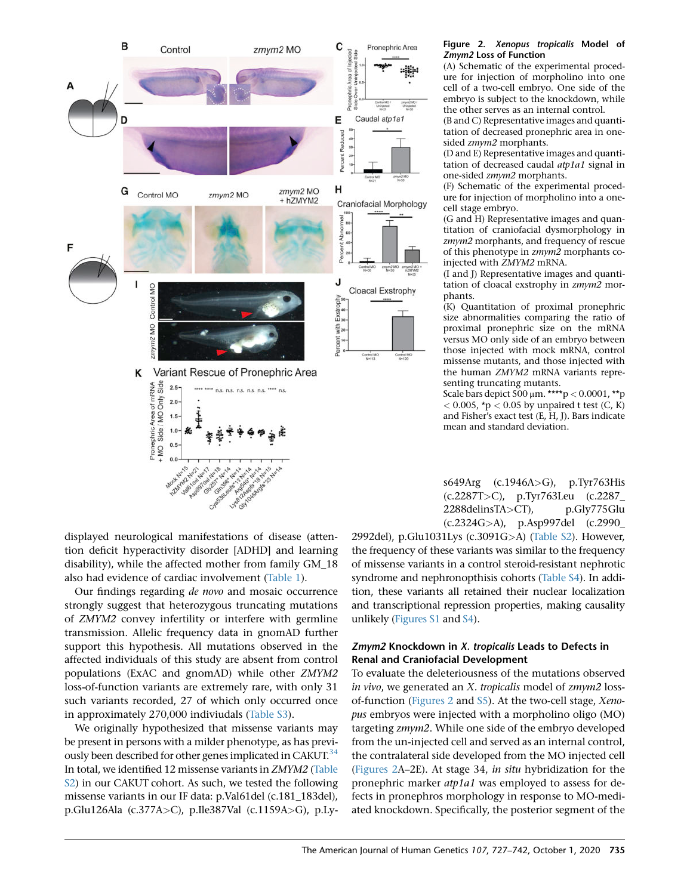**Figure 2. *Xenopus tropicalis* Model of *Zmym2* Loss of Function**

(A) Schematic of the experimental procedure for injection of morpholino into one cell of a two-cell embryo. One side of the embryo is subject to the knockdown, while the other serves as an internal control.

(B and C) Representative images and quantitation of decreased pronephric area in one-sided *zmym2* morphants.

(D and E) Representative images and quantitation of decreased caudal *atp1a1* signal in one-sided *zmym2* morphants.

(F) Schematic of the experimental procedure for injection of morpholino into a one-cell stage embryo.

(G and H) Representative images and quantitation of craniofacial dysmorphology in *zmym2* morphants, and frequency of rescue of this phenotype in *zmym2* morphants co-injected with *ZMYM2* mRNA.

(I and J) Representative images and quantitation of cloacal exstrophy in *zmym2* morphants.

(K) Quantitation of proximal pronephric size abnormalities comparing the ratio of proximal pronephric size on the mRNA versus MO only side of an embryo between those injected with mock mRNA, control missense mutants, and those injected with the human *ZMYM2* mRNA variants representing truncating mutants.

Scale bars depict 500 μm. ****$p < 0.0001$, **$p < 0.005$, *$p < 0.05$ by unpaired t test (C, K) and Fisher's exact test (E, H, J). Bars indicate mean and standard deviation.

displayed neurological manifestations of disease (attention deficit hyperactivity disorder [ADHD] and learning disability), while the affected mother from family GM_18 also had evidence of cardiac involvement (Table 1).

Our findings regarding *de novo* and mosaic occurrence strongly suggest that heterozygous truncating mutations of *ZMYM2* convey infertility or interfere with germline transmission. Allelic frequency data in gnomAD further support this hypothesis. All mutations observed in the affected individuals of this study are absent from control populations (ExAC and gnomAD) while other *ZMYM2* loss-of-function variants are extremely rare, with only 31 such variants recorded, 27 of which only occurred once in approximately 270,000 indiviudals (Table S3).

We originally hypothesized that missense variants may be present in persons with a milder phenotype, as has previously been described for other genes implicated in CAKUT.[34] In total, we identified 12 missense variants in *ZMYM2* (Table S2) in our CAKUT cohort. As such, we tested the following missense variants in our IF data: p.Val61del (c.181_183del), p.Glu126Ala (c.377A>C), p.Ile387Val (c.1159A>G), p.Lys649Arg (c.1946A>G), p.Tyr763His (c.2287T>C), p.Tyr763Leu (c.2287_2288delinsTA>CT), p.Gly775Glu (c.2324G>A), p.Asp997del (c.2990_2992del), p.Glu1031Lys (c.3091G>A) (Table S2). However, the frequency of these variants was similar to the frequency of missense variants in a control steroid-resistant nephrotic syndrome and nephronopthisis cohorts (Table S4). In addition, these variants all retained their nuclear localization and transcriptional repression properties, making causality unlikely (Figures S1 and S4).

### *Zmym2* Knockdown in *X. tropicalis* Leads to Defects in Renal and Craniofacial Development

To evaluate the deleteriousness of the mutations observed *in vivo*, we generated an *X. tropicalis* model of *zmym2* loss-of-function (Figures 2 and S5). At the two-cell stage, *Xenopus* embryos were injected with a morpholino oligo (MO) targeting *zmym2*. While one side of the embryo developed from the un-injected cell and served as an internal control, the contralateral side developed from the MO injected cell (Figures 2A–2E). At stage 34, *in situ* hybridization for the pronephric marker *atp1a1* was employed to assess for defects in pronephros morphology in response to MO-mediated knockdown. Specifically, the posterior segment of the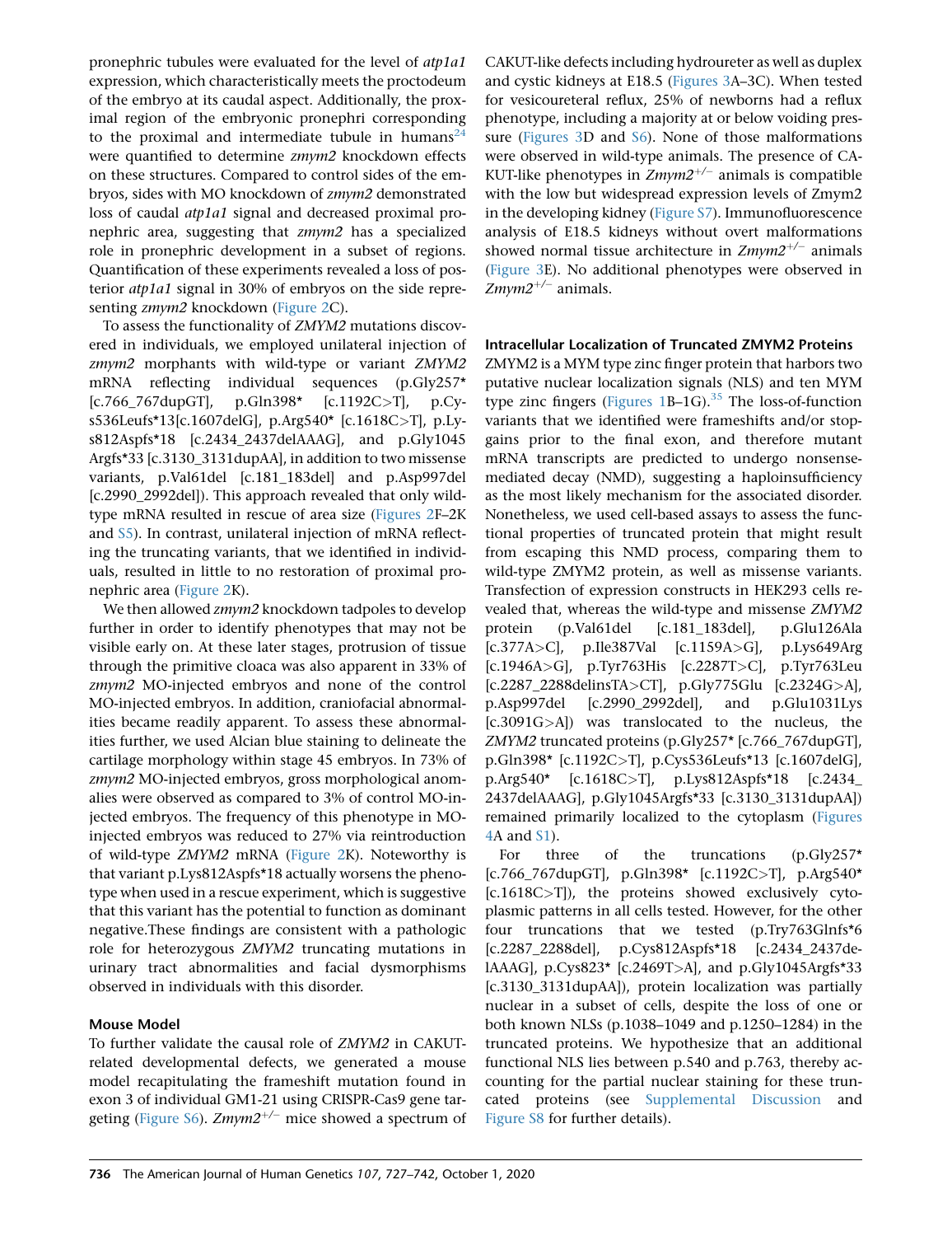pronephric tubules were evaluated for the level of *atp1a1* expression, which characteristically meets the proctodeum of the embryo at its caudal aspect. Additionally, the proximal region of the embryonic pronephri corresponding to the proximal and intermediate tubule in humans[24] were quantified to determine *zmym2* knockdown effects on these structures. Compared to control sides of the embryos, sides with MO knockdown of *zmym2* demonstrated loss of caudal *atp1a1* signal and decreased proximal pronephric area, suggesting that *zmym2* has a specialized role in pronephric development in a subset of regions. Quantification of these experiments revealed a loss of posterior *atp1a1* signal in 30% of embryos on the side representing *zmym2* knockdown (Figure 2C).

To assess the functionality of *ZMYM2* mutations discovered in individuals, we employed unilateral injection of *zmym2* morphants with wild-type or variant *ZMYM2* mRNA reflecting individual sequences (p.Gly257* [c.766_767dupGT], p.Gln398* [c.1192C>T], p.Cys536Leufs*13[c.1607delG], p.Arg540* [c.1618C>T], p.Lys812Aspfs*18 [c.2434_2437delAAAG], and p.Gly1045Argfs*33 [c.3130_3131dupAA], in addition to two missense variants, p.Val61del [c.181_183del] and p.Asp997del [c.2990_2992del]). This approach revealed that only wild-type mRNA resulted in rescue of area size (Figures 2F–2K and S5). In contrast, unilateral injection of mRNA reflecting the truncating variants, that we identified in individuals, resulted in little to no restoration of proximal pronephric area (Figure 2K).

We then allowed *zmym2* knockdown tadpoles to develop further in order to identify phenotypes that may not be visible early on. At these later stages, protrusion of tissue through the primitive cloaca was also apparent in 33% of *zmym2* MO-injected embryos and none of the control MO-injected embryos. In addition, craniofacial abnormalities became readily apparent. To assess these abnormalities further, we used Alcian blue staining to delineate the cartilage morphology within stage 45 embryos. In 73% of *zmym2* MO-injected embryos, gross morphological anomalies were observed as compared to 3% of control MO-injected embryos. The frequency of this phenotype in MO-injected embryos was reduced to 27% via reintroduction of wild-type *ZMYM2* mRNA (Figure 2K). Noteworthy is that variant p.Lys812Aspfs*18 actually worsens the phenotype when used in a rescue experiment, which is suggestive that this variant has the potential to function as dominant negative.These findings are consistent with a pathologic role for heterozygous *ZMYM2* truncating mutations in urinary tract abnormalities and facial dysmorphisms observed in individuals with this disorder.

### Mouse Model

To further validate the causal role of *ZMYM2* in CAKUT-related developmental defects, we generated a mouse model recapitulating the frameshift mutation found in exon 3 of individual GM1-21 using CRISPR-Cas9 gene targeting (Figure S6). *Zmym2*$^{+/-}$ mice showed a spectrum of CAKUT-like defects including hydroureter as well as duplex and cystic kidneys at E18.5 (Figures 3A–3C). When tested for vesicoureteral reflux, 25% of newborns had a reflux phenotype, including a majority at or below voiding pressure (Figures 3D and S6). None of those malformations were observed in wild-type animals. The presence of CAKUT-like phenotypes in *Zmym2*$^{+/-}$ animals is compatible with the low but widespread expression levels of Zmym2 in the developing kidney (Figure S7). Immunofluorescence analysis of E18.5 kidneys without overt malformations showed normal tissue architecture in *Zmym2*$^{+/-}$ animals (Figure 3E). No additional phenotypes were observed in *Zmym2*$^{+/-}$ animals.

### Intracellular Localization of Truncated ZMYM2 Proteins

ZMYM2 is a MYM type zinc finger protein that harbors two putative nuclear localization signals (NLS) and ten MYM type zinc fingers (Figures 1B–1G).[35] The loss-of-function variants that we identified were frameshifts and/or stop-gains prior to the final exon, and therefore mutant mRNA transcripts are predicted to undergo nonsense-mediated decay (NMD), suggesting a haploinsufficiency as the most likely mechanism for the associated disorder. Nonetheless, we used cell-based assays to assess the functional properties of truncated protein that might result from escaping this NMD process, comparing them to wild-type ZMYM2 protein, as well as missense variants. Transfection of expression constructs in HEK293 cells revealed that, whereas the wild-type and missense *ZMYM2* protein (p.Val61del [c.181_183del], p.Glu126Ala [c.377A>C], p.Ile387Val [c.1159A>G], p.Lys649Arg [c.1946A>G], p.Tyr763His [c.2287T>C], p.Tyr763Leu [c.2287_2288delinsTA>CT], p.Gly775Glu [c.2324G>A], p.Asp997del [c.2990_2992del], and p.Glu1031Lys [c.3091G>A]) was translocated to the nucleus, the *ZMYM2* truncated proteins (p.Gly257* [c.766_767dupGT], p.Gln398* [c.1192C>T], p.Cys536Leufs*13 [c.1607delG], p.Arg540* [c.1618C>T], p.Lys812Aspfs*18 [c.2434_2437delAAAG], p.Gly1045Argfs*33 [c.3130_3131dupAA]) remained primarily localized to the cytoplasm (Figures 4A and S1).

For three of the truncations (p.Gly257* [c.766_767dupGT], p.Gln398* [c.1192C>T], p.Arg540* [c.1618C>T]), the proteins showed exclusively cytoplasmic patterns in all cells tested. However, for the other four truncations that we tested (p.Try763Glnfs*6 [c.2287_2288del], p.Cys812Aspfs*18 [c.2434_2437delAAAG], p.Cys823* [c.2469T>A], and p.Gly1045Argfs*33 [c.3130_3131dupAA]), protein localization was partially nuclear in a subset of cells, despite the loss of one or both known NLSs (p.1038–1049 and p.1250–1284) in the truncated proteins. We hypothesize that an additional functional NLS lies between p.540 and p.763, thereby accounting for the partial nuclear staining for these truncated proteins (see Supplemental Discussion and Figure S8 for further details).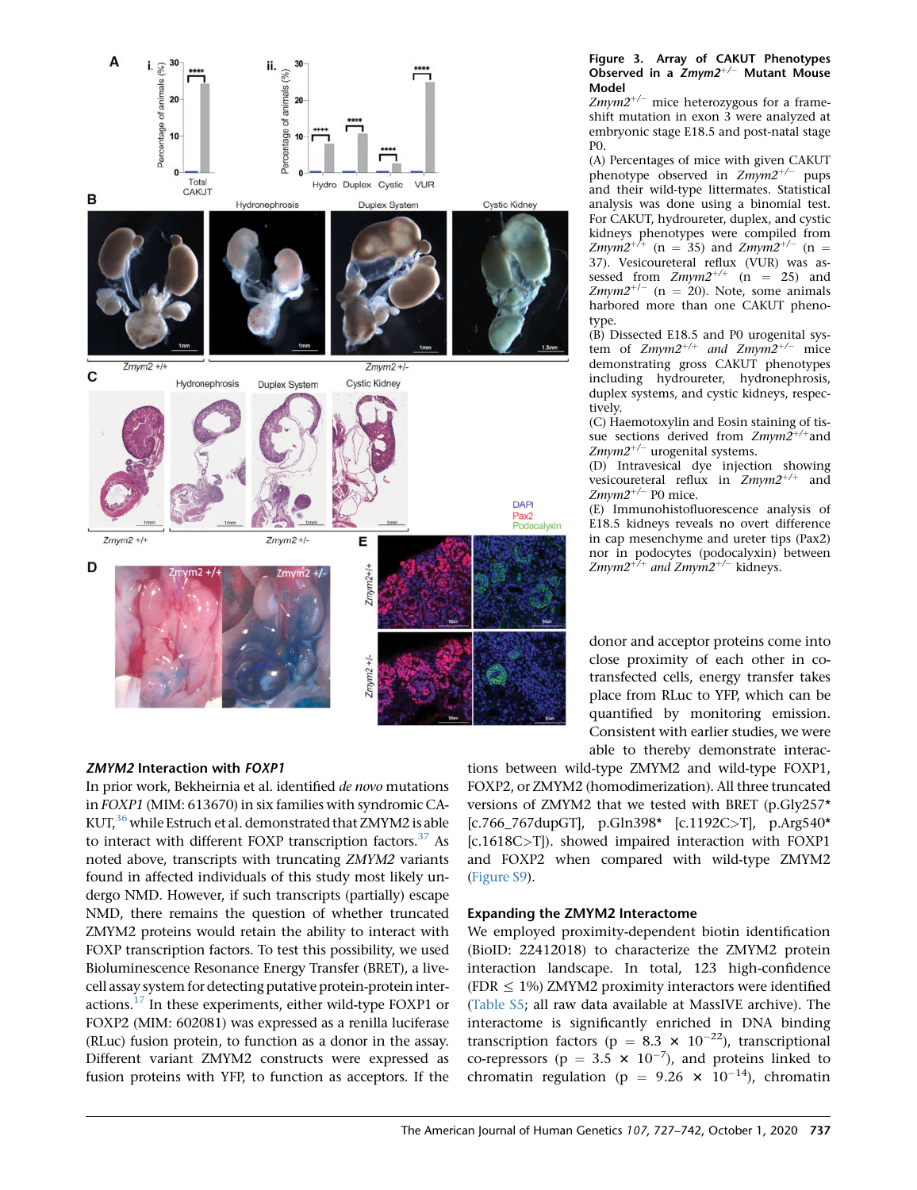**Figure 3. Array of CAKUT Phenotypes Observed in a *Zmym2*$^{+/-}$ Mutant Mouse Model**

*Zmym2*$^{+/-}$ mice heterozygous for a frameshift mutation in exon 3 were analyzed at embryonic stage E18.5 and post-natal stage P0.

(A) Percentages of mice with given CAKUT phenotype observed in *Zmym2*$^{+/-}$ pups and their wild-type littermates. Statistical analysis was done using a binomial test. For CAKUT, hydroureter, duplex, and cystic kidneys phenotypes were compiled from *Zmym2*$^{+/+}$ (n = 35) and *Zmym2*$^{+/-}$ (n = 37). Vesicoureteral reflux (VUR) was assessed from *Zmym2*$^{+/+}$ (n = 25) and *Zmym2*$^{+/-}$ (n = 20). Note, some animals harbored more than one CAKUT phenotype.

(B) Dissected E18.5 and P0 urogenital system of *Zmym2*$^{+/+}$ *and Zmym2*$^{+/-}$ mice demonstrating gross CAKUT phenotypes including hydroureter, hydronephrosis, duplex systems, and cystic kidneys, respectively.

(C) Haemotoxylin and Eosin staining of tissue sections derived from *Zmym2*$^{+/+}$and *Zmym2*$^{+/-}$ urogenital systems.

(D) Intravesical dye injection showing vesicoureteral reflux in *Zmym2*$^{+/+}$ and *Zmym2*$^{+/-}$ P0 mice.

(E) Immunohistofluorescence analysis of E18.5 kidneys reveals no overt difference in cap mesenchyme and ureter tips (Pax2) nor in podocytes (podocalyxin) between *Zmym2*$^{+/+}$ *and Zmym2*$^{+/-}$ kidneys.

### *ZMYM2* Interaction with *FOXP1*

In prior work, Bekheirnia et al. identified *de novo* mutations in *FOXP1* (MIM: 613670) in six families with syndromic CAKUT,[36] while Estruch et al. demonstrated that ZMYM2 is able to interact with different FOXP transcription factors.[37] As noted above, transcripts with truncating *ZMYM2* variants found in affected individuals of this study most likely undergo NMD. However, if such transcripts (partially) escape NMD, there remains the question of whether truncated ZMYM2 proteins would retain the ability to interact with FOXP transcription factors. To test this possibility, we used Bioluminescence Resonance Energy Transfer (BRET), a live-cell assay system for detecting putative protein-protein interactions.[17] In these experiments, either wild-type FOXP1 or FOXP2 (MIM: 602081) was expressed as a renilla luciferase (RLuc) fusion protein, to function as a donor in the assay. Different variant ZMYM2 constructs were expressed as fusion proteins with YFP, to function as acceptors. If the donor and acceptor proteins come into close proximity of each other in co-transfected cells, energy transfer takes place from RLuc to YFP, which can be quantified by monitoring emission. Consistent with earlier studies, we were able to thereby demonstrate interactions between wild-type ZMYM2 and wild-type FOXP1, FOXP2, or ZMYM2 (homodimerization). All three truncated versions of ZMYM2 that we tested with BRET (p.Gly257* [c.766_767dupGT], p.Gln398* [c.1192C>T], p.Arg540* [c.1618C>T]). showed impaired interaction with FOXP1 and FOXP2 when compared with wild-type ZMYM2 (Figure S9).

### Expanding the ZMYM2 Interactome

We employed proximity-dependent biotin identification (BioID: 22412018) to characterize the ZMYM2 protein interaction landscape. In total, 123 high-confidence (FDR ≤ 1%) ZMYM2 proximity interactors were identified (Table S5; all raw data available at MassIVE archive). The interactome is significantly enriched in DNA binding transcription factors ($p = 8.3 \times 10^{-22}$), transcriptional co-repressors ($p = 3.5 \times 10^{-7}$), and proteins linked to chromatin regulation ($p = 9.26 \times 10^{-14}$), chromatin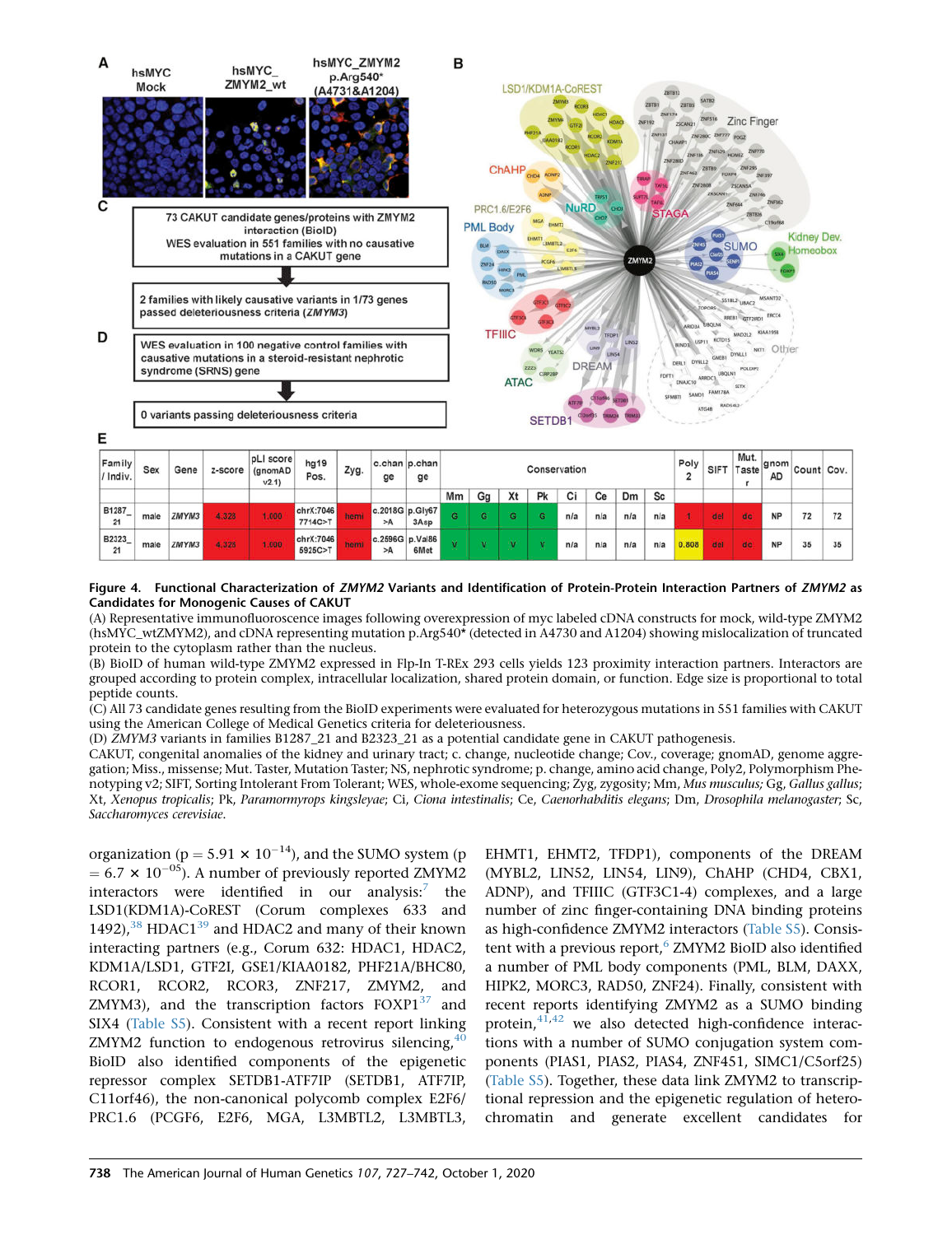| Family / Indiv. | Sex | Gene | z-score | pLI score (gnomAD v2.1) | hg19 Pos. | Zyg. | c.change | p.change | Conservation | | | | | | | | Poly 2 | SIFT | Mut. Taster | gnom AD | Count | Cov. |
|---|---|---|---|---|---|---|---|---|---|---|---|---|---|---|---|---|---|---|---|---|---|---|
| | | | | | | | | | Mm | Gg | Xt | Pk | Ci | Ce | Dm | Sc | | | | | | |
| B1287_21 | male | *ZMYM3* | 4.328 | 1.000 | chrX:70467714C>T | hemi | c.2018G>A | p.Gly673Asp | G | G | G | G | n/a | n/a | n/a | n/a | 1 | del | dc | NP | 72 | 72 |
| B2323_21 | male | *ZMYM3* | 4.328 | 1.000 | chrX:70465925C>T | hemi | c.2596G>A | p.Val866Met | V | V | V | V | n/a | n/a | n/a | n/a | 0.808 | del | dc | NP | 35 | 35 |

**Figure 4. Functional Characterization of *ZMYM2* Variants and Identification of Protein-Protein Interaction Partners of *ZMYM2* as Candidates for Monogenic Causes of CAKUT**

(A) Representative immunofluoroscence images following overexpression of myc labeled cDNA constructs for mock, wild-type ZMYM2 (hsMYC_wtZMYM2), and cDNA representing mutation p.Arg540* (detected in A4730 and A1204) showing mislocalization of truncated protein to the cytoplasm rather than the nucleus.

(B) BioID of human wild-type ZMYM2 expressed in Flp-In T-REx 293 cells yields 123 proximity interaction partners. Interactors are grouped according to protein complex, intracellular localization, shared protein domain, or function. Edge size is proportional to total peptide counts.

(C) All 73 candidate genes resulting from the BioID experiments were evaluated for heterozygous mutations in 551 families with CAKUT using the American College of Medical Genetics criteria for deleteriousness.

(D) *ZMYM3* variants in families B1287_21 and B2323_21 as a potential candidate gene in CAKUT pathogenesis.

CAKUT, congenital anomalies of the kidney and urinary tract; c. change, nucleotide change; Cov., coverage; gnomAD, genome aggregation; Miss., missense; Mut. Taster, Mutation Taster; NS, nephrotic syndrome; p. change, amino acid change, Poly2, Polymorphism Phenotyping v2; SIFT, Sorting Intolerant From Tolerant; WES, whole-exome sequencing; Zyg, zygosity; Mm, *Mus musculus;* Gg, *Gallus gallus*; Xt, *Xenopus tropicalis*; Pk, *Paramormyrops kingsleyae*; Ci, *Ciona intestinalis*; Ce, *Caenorhabditis elegans*; Dm, *Drosophila melanogaster*; Sc, *Saccharomyces cerevisiae*.

organization ($p = 5.91 \times 10^{-14}$), and the SUMO system ($p = 6.7 \times 10^{-05}$). A number of previously reported ZMYM2 interactors were identified in our analysis:[7] the LSD1(KDM1A)-CoREST (Corum complexes 633 and 1492),[38] HDAC1[39] and HDAC2 and many of their known interacting partners (e.g., Corum 632: HDAC1, HDAC2, KDM1A/LSD1, GTF2I, GSE1/KIAA0182, PHF21A/BHC80, RCOR1, RCOR2, RCOR3, ZNF217, ZMYM2, and ZMYM3), and the transcription factors FOXP1[37] and SIX4 (Table S5). Consistent with a recent report linking ZMYM2 function to endogenous retrovirus silencing,[40] BioID also identified components of the epigenetic repressor complex SETDB1-ATF7IP (SETDB1, ATF7IP, C11orf46), the non-canonical polycomb complex E2F6/PRC1.6 (PCGF6, E2F6, MGA, L3MBTL2, L3MBTL3, EHMT1, EHMT2, TFDP1), components of the DREAM (MYBL2, LIN52, LIN54, LIN9), ChAHP (CHD4, CBX1, ADNP), and TFIIIC (GTF3C1-4) complexes, and a large number of zinc finger-containing DNA binding proteins as high-confidence ZMYM2 interactors (Table S5). Consistent with a previous report,[6] ZMYM2 BioID also identified a number of PML body components (PML, BLM, DAXX, HIPK2, MORC3, RAD50, ZNF24). Finally, consistent with recent reports identifying ZMYM2 as a SUMO binding protein,[41,42] we also detected high-confidence interactions with a number of SUMO conjugation system components (PIAS1, PIAS2, PIAS4, ZNF451, SIMC1/C5orf25) (Table S5). Together, these data link ZMYM2 to transcriptional repression and the epigenetic regulation of heterochromatin and generate excellent candidates for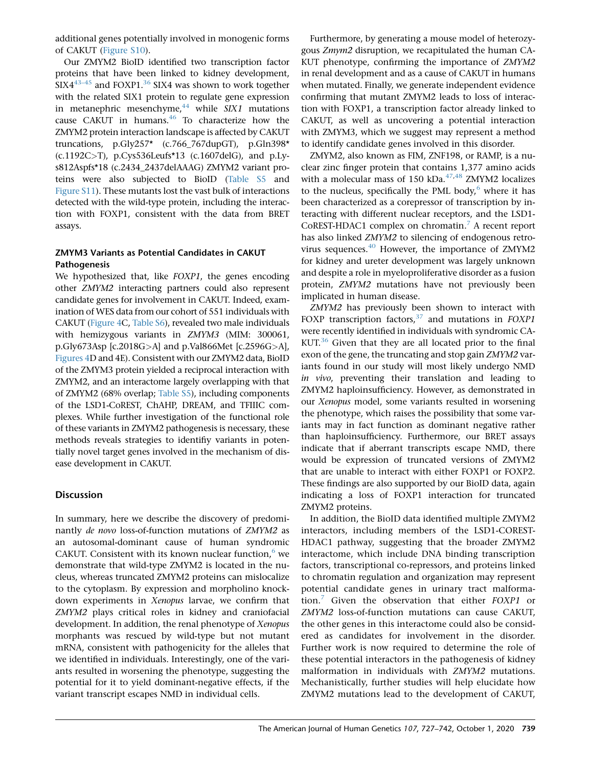additional genes potentially involved in monogenic forms of CAKUT (Figure S10).

Our ZMYM2 BioID identified two transcription factor proteins that have been linked to kidney development, SIX4[43–45] and FOXP1.[36] SIX4 was shown to work together with the related SIX1 protein to regulate gene expression in metanephric mesenchyme,[44] while *SIX1* mutations cause CAKUT in humans.[46] To characterize how the ZMYM2 protein interaction landscape is affected by CAKUT truncations, p.Gly257* (c.766_767dupGT), p.Gln398* (c.1192C>T), p.Cys536Leufs*13 (c.1607delG), and p.Lys812Aspfs*18 (c.2434_2437delAAAG) ZMYM2 variant proteins were also subjected to BioID (Table S5 and Figure S11). These mutants lost the vast bulk of interactions detected with the wild-type protein, including the interaction with FOXP1, consistent with the data from BRET assays.

### ZMYM3 Variants as Potential Candidates in CAKUT Pathogenesis

We hypothesized that, like *FOXP1*, the genes encoding other *ZMYM2* interacting partners could also represent candidate genes for involvement in CAKUT. Indeed, examination of WES data from our cohort of 551 individuals with CAKUT (Figure 4C, Table S6), revealed two male individuals with hemizygous variants in *ZMYM3* (MIM: 300061, p.Gly673Asp [c.2018G>A] and p.Val866Met [c.2596G>A], Figures 4D and 4E). Consistent with our ZMYM2 data, BioID of the ZMYM3 protein yielded a reciprocal interaction with ZMYM2, and an interactome largely overlapping with that of ZMYM2 (68% overlap; Table S5), including components of the LSD1-CoREST, ChAHP, DREAM, and TFIIIC complexes. While further investigation of the functional role of these variants in ZMYM2 pathogenesis is necessary, these methods reveals strategies to identfiy variants in potentially novel target genes involved in the mechanism of disease development in CAKUT.

## Discussion

In summary, here we describe the discovery of predominantly *de novo* loss-of-function mutations of *ZMYM2* as an autosomal-dominant cause of human syndromic CAKUT. Consistent with its known nuclear function,[6] we demonstrate that wild-type ZMYM2 is located in the nucleus, whereas truncated ZMYM2 proteins can mislocalize to the cytoplasm. By expression and morpholino knockdown experiments in *Xenopus* larvae, we confirm that *ZMYM2* plays critical roles in kidney and craniofacial development. In addition, the renal phenotype of *Xenopus* morphants was rescued by wild-type but not mutant mRNA, consistent with pathogenicity for the alleles that we identified in individuals. Interestingly, one of the variants resulted in worsening the phenotype, suggesting the potential for it to yield dominant-negative effects, if the variant transcript escapes NMD in individual cells.

Furthermore, by generating a mouse model of heterozygous *Zmym2* disruption, we recapitulated the human CAKUT phenotype, confirming the importance of *ZMYM2* in renal development and as a cause of CAKUT in humans when mutated. Finally, we generate independent evidence confirming that mutant ZMYM2 leads to loss of interaction with FOXP1, a transcription factor already linked to CAKUT, as well as uncovering a potential interaction with ZMYM3, which we suggest may represent a method to identify candidate genes involved in this disorder.

ZMYM2, also known as FIM, ZNF198, or RAMP, is a nuclear zinc finger protein that contains 1,377 amino acids with a molecular mass of 150 kDa.[47,48] ZMYM2 localizes to the nucleus, specifically the PML body,[6] where it has been characterized as a corepressor of transcription by interacting with different nuclear receptors, and the LSD1-CoREST-HDAC1 complex on chromatin.[7] A recent report has also linked *ZMYM2* to silencing of endogenous retrovirus sequences.[40] However, the importance of ZMYM2 for kidney and ureter development was largely unknown and despite a role in myeloproliferative disorder as a fusion protein, *ZMYM2* mutations have not previously been implicated in human disease.

*ZMYM2* has previously been shown to interact with FOXP transcription factors,[37] and mutations in *FOXP1* were recently identified in individuals with syndromic CAKUT.[36] Given that they are all located prior to the final exon of the gene, the truncating and stop gain *ZMYM2* variants found in our study will most likely undergo NMD *in vivo*, preventing their translation and leading to ZMYM2 haploinsufficiency. However, as demonstrated in our *Xenopus* model, some variants resulted in worsening the phenotype, which raises the possibility that some variants may in fact function as dominant negative rather than haploinsufficiency. Furthermore, our BRET assays indicate that if aberrant transcripts escape NMD, there would be expression of truncated versions of ZMYM2 that are unable to interact with either FOXP1 or FOXP2. These findings are also supported by our BioID data, again indicating a loss of FOXP1 interaction for truncated ZMYM2 proteins.

In addition, the BioID data identified multiple ZMYM2 interactors, including members of the LSD1-COREST-HDAC1 pathway, suggesting that the broader ZMYM2 interactome, which include DNA binding transcription factors, transcriptional co-repressors, and proteins linked to chromatin regulation and organization may represent potential candidate genes in urinary tract malformation.[7] Given the observation that either *FOXP1* or *ZMYM2* loss-of-function mutations can cause CAKUT, the other genes in this interactome could also be considered as candidates for involvement in the disorder. Further work is now required to determine the role of these potential interactors in the pathogenesis of kidney malformation in individuals with *ZMYM2* mutations. Mechanistically, further studies will help elucidate how ZMYM2 mutations lead to the development of CAKUT,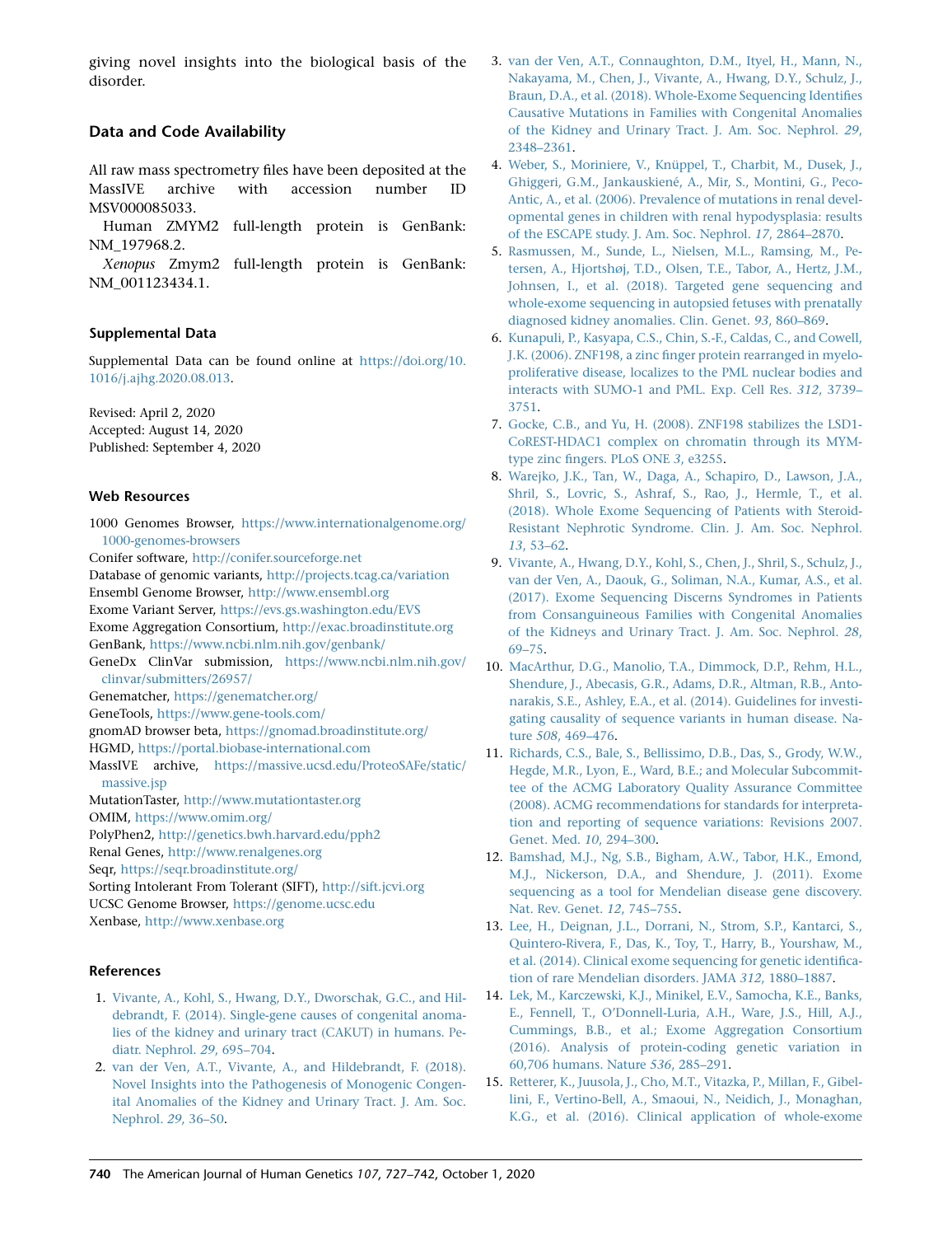giving novel insights into the biological basis of the disorder.

## Data and Code Availability

All raw mass spectrometry files have been deposited at the MassIVE archive with accession number ID MSV000085033.

Human ZMYM2 full-length protein is GenBank: NM_197968.2.

*Xenopus* Zmym2 full-length protein is GenBank: NM_001123434.1.

### Supplemental Data

Supplemental Data can be found online at https://doi.org/10.1016/j.ajhg.2020.08.013.

Revised: April 2, 2020
Accepted: August 14, 2020
Published: September 4, 2020

### Web Resources

1000 Genomes Browser, https://www.internationalgenome.org/1000-genomes-browsers
Conifer software, http://conifer.sourceforge.net
Database of genomic variants, http://projects.tcag.ca/variation
Ensembl Genome Browser, http://www.ensembl.org
Exome Variant Server, https://evs.gs.washington.edu/EVS
Exome Aggregation Consortium, http://exac.broadinstitute.org
GenBank, https://www.ncbi.nlm.nih.gov/genbank/
GeneDx ClinVar submission, https://www.ncbi.nlm.nih.gov/clinvar/submitters/26957/
Genematcher, https://genematcher.org/
GeneTools, https://www.gene-tools.com/
gnomAD browser beta, https://gnomad.broadinstitute.org/
HGMD, https://portal.biobase-international.com
MassIVE archive, https://massive.ucsd.edu/ProteoSAFe/static/massive.jsp
MutationTaster, http://www.mutationtaster.org
OMIM, https://www.omim.org/
PolyPhen2, http://genetics.bwh.harvard.edu/pph2
Renal Genes, http://www.renalgenes.org
Seqr, https://seqr.broadinstitute.org/
Sorting Intolerant From Tolerant (SIFT), http://sift.jcvi.org
UCSC Genome Browser, https://genome.ucsc.edu
Xenbase, http://www.xenbase.org

### References

1. Vivante, A., Kohl, S., Hwang, D.Y., Dworschak, G.C., and Hildebrandt, F. (2014). Single-gene causes of congenital anomalies of the kidney and urinary tract (CAKUT) in humans. Pediatr. Nephrol. *29*, 695–704.
2. van der Ven, A.T., Vivante, A., and Hildebrandt, F. (2018). Novel Insights into the Pathogenesis of Monogenic Congenital Anomalies of the Kidney and Urinary Tract. J. Am. Soc. Nephrol. *29*, 36–50.
3. van der Ven, A.T., Connaughton, D.M., Ityel, H., Mann, N., Nakayama, M., Chen, J., Vivante, A., Hwang, D.Y., Schulz, J., Braun, D.A., et al. (2018). Whole-Exome Sequencing Identifies Causative Mutations in Families with Congenital Anomalies of the Kidney and Urinary Tract. J. Am. Soc. Nephrol. *29*, 2348–2361.
4. Weber, S., Moriniere, V., Knüppel, T., Charbit, M., Dusek, J., Ghiggeri, G.M., Jankauskiené, A., Mir, S., Montini, G., Peco-Antic, A., et al. (2006). Prevalence of mutations in renal developmental genes in children with renal hypodysplasia: results of the ESCAPE study. J. Am. Soc. Nephrol. *17*, 2864–2870.
5. Rasmussen, M., Sunde, L., Nielsen, M.L., Ramsing, M., Petersen, A., Hjortshøj, T.D., Olsen, T.E., Tabor, A., Hertz, J.M., Johnsen, I., et al. (2018). Targeted gene sequencing and whole-exome sequencing in autopsied fetuses with prenatally diagnosed kidney anomalies. Clin. Genet. *93*, 860–869.
6. Kunapuli, P., Kasyapa, C.S., Chin, S.-F., Caldas, C., and Cowell, J.K. (2006). ZNF198, a zinc finger protein rearranged in myeloproliferative disease, localizes to the PML nuclear bodies and interacts with SUMO-1 and PML. Exp. Cell Res. *312*, 3739–3751.
7. Gocke, C.B., and Yu, H. (2008). ZNF198 stabilizes the LSD1-CoREST-HDAC1 complex on chromatin through its MYM-type zinc fingers. PLoS ONE *3*, e3255.
8. Warejko, J.K., Tan, W., Daga, A., Schapiro, D., Lawson, J.A., Shril, S., Lovric, S., Ashraf, S., Rao, J., Hermle, T., et al. (2018). Whole Exome Sequencing of Patients with Steroid-Resistant Nephrotic Syndrome. Clin. J. Am. Soc. Nephrol. *13*, 53–62.
9. Vivante, A., Hwang, D.Y., Kohl, S., Chen, J., Shril, S., Schulz, J., van der Ven, A., Daouk, G., Soliman, N.A., Kumar, A.S., et al. (2017). Exome Sequencing Discerns Syndromes in Patients from Consanguineous Families with Congenital Anomalies of the Kidneys and Urinary Tract. J. Am. Soc. Nephrol. *28*, 69–75.
10. MacArthur, D.G., Manolio, T.A., Dimmock, D.P., Rehm, H.L., Shendure, J., Abecasis, G.R., Adams, D.R., Altman, R.B., Antonarakis, S.E., Ashley, E.A., et al. (2014). Guidelines for investigating causality of sequence variants in human disease. Nature *508*, 469–476.
11. Richards, C.S., Bale, S., Bellissimo, D.B., Das, S., Grody, W.W., Hegde, M.R., Lyon, E., Ward, B.E.; and Molecular Subcommittee of the ACMG Laboratory Quality Assurance Committee (2008). ACMG recommendations for standards for interpretation and reporting of sequence variations: Revisions 2007. Genet. Med. *10*, 294–300.
12. Bamshad, M.J., Ng, S.B., Bigham, A.W., Tabor, H.K., Emond, M.J., Nickerson, D.A., and Shendure, J. (2011). Exome sequencing as a tool for Mendelian disease gene discovery. Nat. Rev. Genet. *12*, 745–755.
13. Lee, H., Deignan, J.L., Dorrani, N., Strom, S.P., Kantarci, S., Quintero-Rivera, F., Das, K., Toy, T., Harry, B., Yourshaw, M., et al. (2014). Clinical exome sequencing for genetic identification of rare Mendelian disorders. JAMA *312*, 1880–1887.
14. Lek, M., Karczewski, K.J., Minikel, E.V., Samocha, K.E., Banks, E., Fennell, T., O'Donnell-Luria, A.H., Ware, J.S., Hill, A.J., Cummings, B.B., et al.; Exome Aggregation Consortium (2016). Analysis of protein-coding genetic variation in 60,706 humans. Nature *536*, 285–291.
15. Retterer, K., Juusola, J., Cho, M.T., Vitazka, P., Millan, F., Gibellini, F., Vertino-Bell, A., Smaoui, N., Neidich, J., Monaghan, K.G., et al. (2016). Clinical application of whole-exome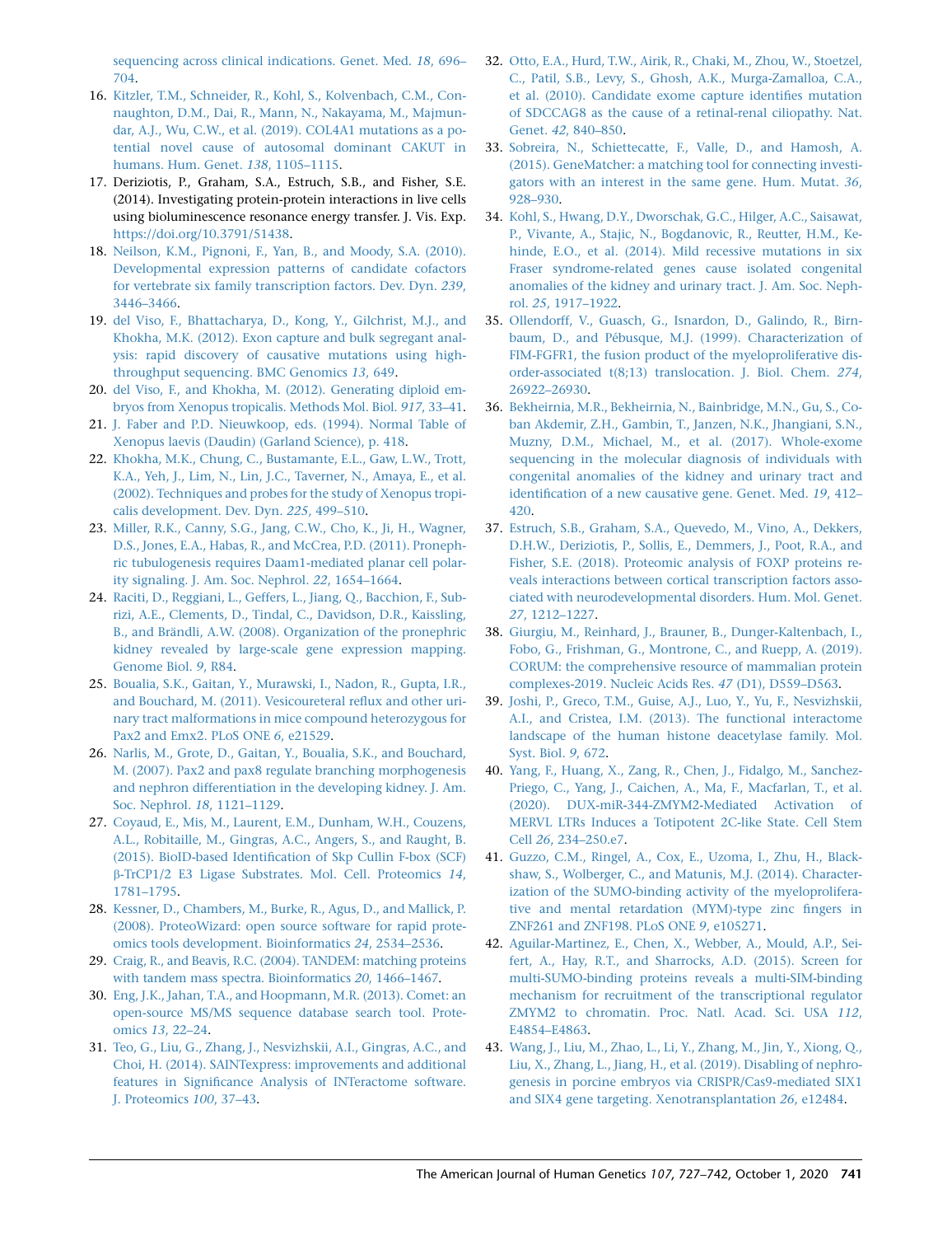sequencing across clinical indications. Genet. Med. *18*, 696–704.

16. Kitzler, T.M., Schneider, R., Kohl, S., Kolvenbach, C.M., Connaughton, D.M., Dai, R., Mann, N., Nakayama, M., Majmundar, A.J., Wu, C.W., et al. (2019). COL4A1 mutations as a potential novel cause of autosomal dominant CAKUT in humans. Hum. Genet. *138*, 1105–1115.
17. Deriziotis, P., Graham, S.A., Estruch, S.B., and Fisher, S.E. (2014). Investigating protein-protein interactions in live cells using bioluminescence resonance energy transfer. J. Vis. Exp. https://doi.org/10.3791/51438.
18. Neilson, K.M., Pignoni, F., Yan, B., and Moody, S.A. (2010). Developmental expression patterns of candidate cofactors for vertebrate six family transcription factors. Dev. Dyn. *239*, 3446–3466.
19. del Viso, F., Bhattacharya, D., Kong, Y., Gilchrist, M.J., and Khokha, M.K. (2012). Exon capture and bulk segregant analysis: rapid discovery of causative mutations using high-throughput sequencing. BMC Genomics *13*, 649.
20. del Viso, F., and Khokha, M. (2012). Generating diploid embryos from Xenopus tropicalis. Methods Mol. Biol. *917*, 33–41.
21. J. Faber and P.D. Nieuwkoop, eds. (1994). Normal Table of Xenopus laevis (Daudin) (Garland Science), p. 418.
22. Khokha, M.K., Chung, C., Bustamante, E.L., Gaw, L.W., Trott, K.A., Yeh, J., Lim, N., Lin, J.C., Taverner, N., Amaya, E., et al. (2002). Techniques and probes for the study of Xenopus tropicalis development. Dev. Dyn. *225*, 499–510.
23. Miller, R.K., Canny, S.G., Jang, C.W., Cho, K., Ji, H., Wagner, D.S., Jones, E.A., Habas, R., and McCrea, P.D. (2011). Pronephric tubulogenesis requires Daam1-mediated planar cell polarity signaling. J. Am. Soc. Nephrol. *22*, 1654–1664.
24. Raciti, D., Reggiani, L., Geffers, L., Jiang, Q., Bacchion, F., Subrizi, A.E., Clements, D., Tindal, C., Davidson, D.R., Kaissling, B., and Brändli, A.W. (2008). Organization of the pronephric kidney revealed by large-scale gene expression mapping. Genome Biol. *9*, R84.
25. Boualia, S.K., Gaitan, Y., Murawski, I., Nadon, R., Gupta, I.R., and Bouchard, M. (2011). Vesicoureteral reflux and other urinary tract malformations in mice compound heterozygous for Pax2 and Emx2. PLoS ONE *6*, e21529.
26. Narlis, M., Grote, D., Gaitan, Y., Boualia, S.K., and Bouchard, M. (2007). Pax2 and pax8 regulate branching morphogenesis and nephron differentiation in the developing kidney. J. Am. Soc. Nephrol. *18*, 1121–1129.
27. Coyaud, E., Mis, M., Laurent, E.M., Dunham, W.H., Couzens, A.L., Robitaille, M., Gingras, A.C., Angers, S., and Raught, B. (2015). BioID-based Identification of Skp Cullin F-box (SCF) β-TrCP1/2 E3 Ligase Substrates. Mol. Cell. Proteomics *14*, 1781–1795.
28. Kessner, D., Chambers, M., Burke, R., Agus, D., and Mallick, P. (2008). ProteoWizard: open source software for rapid proteomics tools development. Bioinformatics *24*, 2534–2536.
29. Craig, R., and Beavis, R.C. (2004). TANDEM: matching proteins with tandem mass spectra. Bioinformatics *20*, 1466–1467.
30. Eng, J.K., Jahan, T.A., and Hoopmann, M.R. (2013). Comet: an open-source MS/MS sequence database search tool. Proteomics *13*, 22–24.
31. Teo, G., Liu, G., Zhang, J., Nesvizhskii, A.I., Gingras, A.C., and Choi, H. (2014). SAINTexpress: improvements and additional features in Significance Analysis of INTeractome software. J. Proteomics *100*, 37–43.
32. Otto, E.A., Hurd, T.W., Airik, R., Chaki, M., Zhou, W., Stoetzel, C., Patil, S.B., Levy, S., Ghosh, A.K., Murga-Zamalloa, C.A., et al. (2010). Candidate exome capture identifies mutation of SDCCAG8 as the cause of a retinal-renal ciliopathy. Nat. Genet. *42*, 840–850.
33. Sobreira, N., Schiettecatte, F., Valle, D., and Hamosh, A. (2015). GeneMatcher: a matching tool for connecting investigators with an interest in the same gene. Hum. Mutat. *36*, 928–930.
34. Kohl, S., Hwang, D.Y., Dworschak, G.C., Hilger, A.C., Saisawat, P., Vivante, A., Stajic, N., Bogdanovic, R., Reutter, H.M., Kehinde, E.O., et al. (2014). Mild recessive mutations in six Fraser syndrome-related genes cause isolated congenital anomalies of the kidney and urinary tract. J. Am. Soc. Nephrol. *25*, 1917–1922.
35. Ollendorff, V., Guasch, G., Isnardon, D., Galindo, R., Birnbaum, D., and Pébusque, M.J. (1999). Characterization of FIM-FGFR1, the fusion product of the myeloproliferative disorder-associated t(8;13) translocation. J. Biol. Chem. *274*, 26922–26930.
36. Bekheirnia, M.R., Bekheirnia, N., Bainbridge, M.N., Gu, S., Coban Akdemir, Z.H., Gambin, T., Janzen, N.K., Jhangiani, S.N., Muzny, D.M., Michael, M., et al. (2017). Whole-exome sequencing in the molecular diagnosis of individuals with congenital anomalies of the kidney and urinary tract and identification of a new causative gene. Genet. Med. *19*, 412–420.
37. Estruch, S.B., Graham, S.A., Quevedo, M., Vino, A., Dekkers, D.H.W., Deriziotis, P., Sollis, E., Demmers, J., Poot, R.A., and Fisher, S.E. (2018). Proteomic analysis of FOXP proteins reveals interactions between cortical transcription factors associated with neurodevelopmental disorders. Hum. Mol. Genet. *27*, 1212–1227.
38. Giurgiu, M., Reinhard, J., Brauner, B., Dunger-Kaltenbach, I., Fobo, G., Frishman, G., Montrone, C., and Ruepp, A. (2019). CORUM: the comprehensive resource of mammalian protein complexes-2019. Nucleic Acids Res. *47* (D1), D559–D563.
39. Joshi, P., Greco, T.M., Guise, A.J., Luo, Y., Yu, F., Nesvizhskii, A.I., and Cristea, I.M. (2013). The functional interactome landscape of the human histone deacetylase family. Mol. Syst. Biol. *9*, 672.
40. Yang, F., Huang, X., Zang, R., Chen, J., Fidalgo, M., Sanchez-Priego, C., Yang, J., Caichen, A., Ma, F., Macfarlan, T., et al. (2020). DUX-miR-344-ZMYM2-Mediated Activation of MERVL LTRs Induces a Totipotent 2C-like State. Cell Stem Cell *26*, 234–250.e7.
41. Guzzo, C.M., Ringel, A., Cox, E., Uzoma, I., Zhu, H., Blackshaw, S., Wolberger, C., and Matunis, M.J. (2014). Characterization of the SUMO-binding activity of the myeloproliferative and mental retardation (MYM)-type zinc fingers in ZNF261 and ZNF198. PLoS ONE *9*, e105271.
42. Aguilar-Martinez, E., Chen, X., Webber, A., Mould, A.P., Seifert, A., Hay, R.T., and Sharrocks, A.D. (2015). Screen for multi-SUMO-binding proteins reveals a multi-SIM-binding mechanism for recruitment of the transcriptional regulator ZMYM2 to chromatin. Proc. Natl. Acad. Sci. USA *112*, E4854–E4863.
43. Wang, J., Liu, M., Zhao, L., Li, Y., Zhang, M., Jin, Y., Xiong, Q., Liu, X., Zhang, L., Jiang, H., et al. (2019). Disabling of nephrogenesis in porcine embryos via CRISPR/Cas9-mediated SIX1 and SIX4 gene targeting. Xenotransplantation *26*, e12484.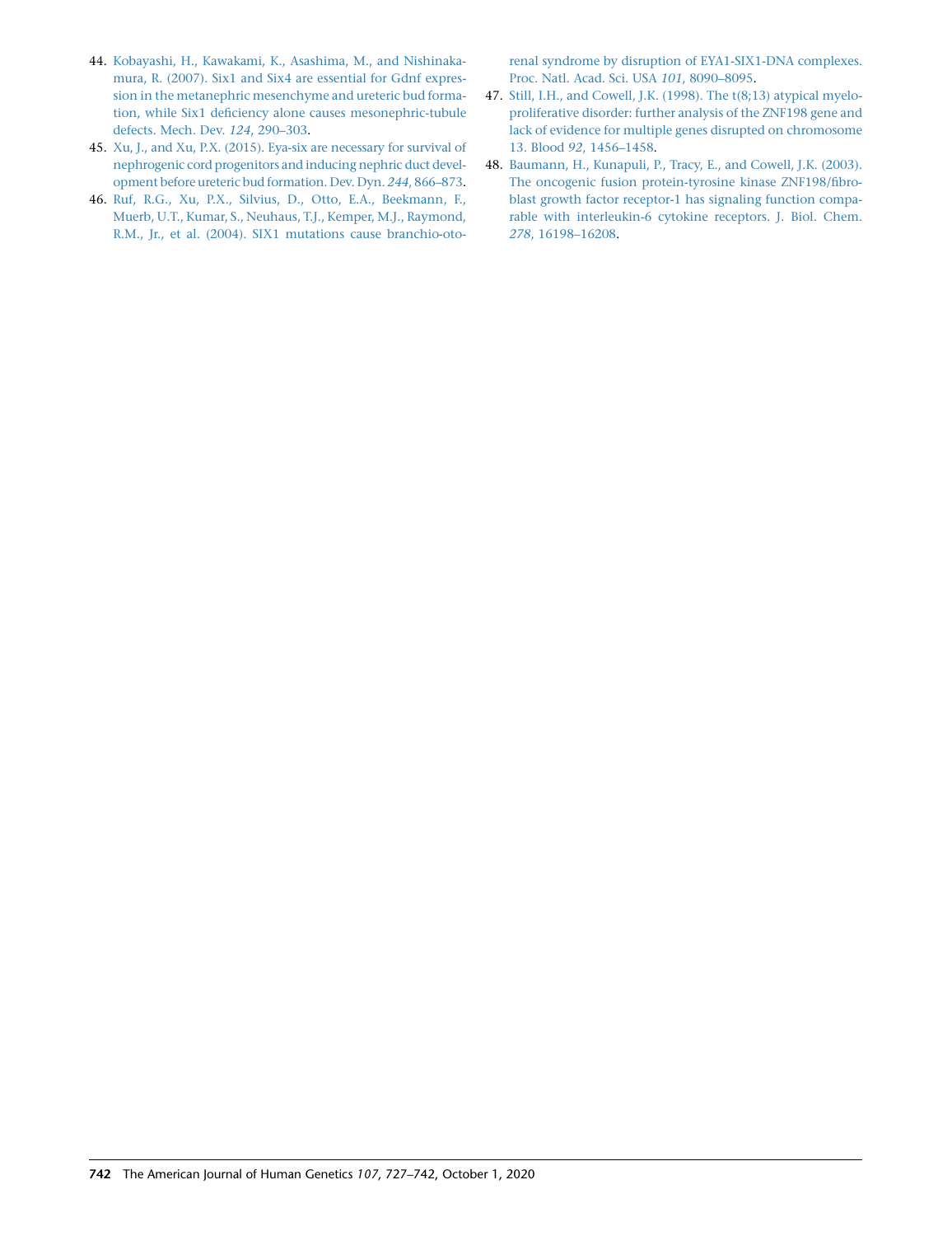44. Kobayashi, H., Kawakami, K., Asashima, M., and Nishinakamura, R. (2007). Six1 and Six4 are essential for Gdnf expression in the metanephric mesenchyme and ureteric bud formation, while Six1 deficiency alone causes mesonephric-tubule defects. Mech. Dev. *124*, 290–303.
45. Xu, J., and Xu, P.X. (2015). Eya-six are necessary for survival of nephrogenic cord progenitors and inducing nephric duct development before ureteric bud formation. Dev. Dyn. *244*, 866–873.
46. Ruf, R.G., Xu, P.X., Silvius, D., Otto, E.A., Beekmann, F., Muerb, U.T., Kumar, S., Neuhaus, T.J., Kemper, M.J., Raymond, R.M., Jr., et al. (2004). SIX1 mutations cause branchio-oto-renal syndrome by disruption of EYA1-SIX1-DNA complexes. Proc. Natl. Acad. Sci. USA *101*, 8090–8095.
47. Still, I.H., and Cowell, J.K. (1998). The t(8;13) atypical myeloproliferative disorder: further analysis of the ZNF198 gene and lack of evidence for multiple genes disrupted on chromosome 13. Blood *92*, 1456–1458.
48. Baumann, H., Kunapuli, P., Tracy, E., and Cowell, J.K. (2003). The oncogenic fusion protein-tyrosine kinase ZNF198/fibroblast growth factor receptor-1 has signaling function comparable with interleukin-6 cytokine receptors. J. Biol. Chem. *278*, 16198–16208.